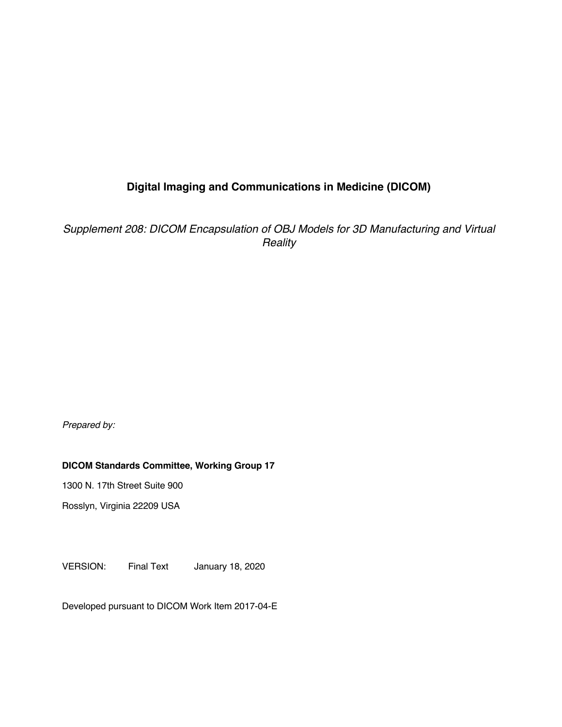# Digital Imaging and Communications in Medicine (DICOM)

*Supplement 208: DICOM Encapsulation of OBJ Models for 3D Manufacturing and Virtual Reality*

*Prepared by:*

**DICOM Standards Committee, Working Group 17**

1300 N. 17th Street Suite 900

Rosslyn, Virginia 22209 USA

VERSION: Final Text January 18, 2020

Developed pursuant to DICOM Work Item 2017-04-E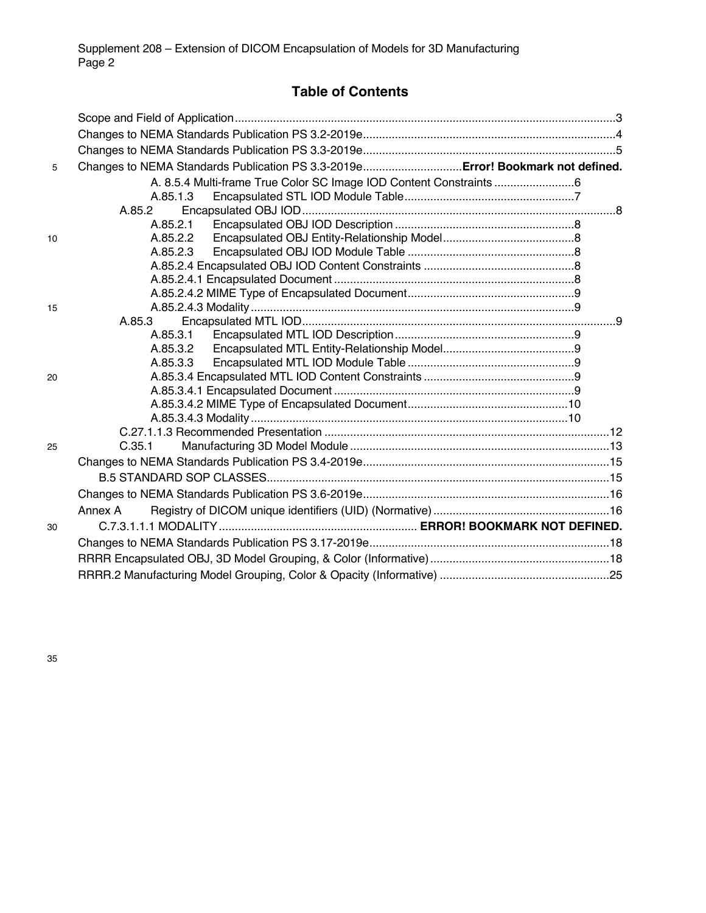# Table of Contents

Scope and Field of Application....................................................................................................................3
Changes to NEMA Standards Publication PS 3.2-2019e..............................................................................4
Changes to NEMA Standards Publication PS 3.3-2019e..............................................................................5
Changes to NEMA Standards Publication PS 3.3-2019e..............................**Error! Bookmark not defined.**
- A. 8.5.4 Multi-frame True Color SC Image IOD Content Constraints .........................6
- A.85.1.3 Encapsulated STL IOD Module Table.....................................................7
- A.85.2 Encapsulated OBJ IOD..................................................................................................8
  - A.85.2.1 Encapsulated OBJ IOD Description ........................................................8
  - A.85.2.2 Encapsulated OBJ Entity-Relationship Model.........................................8
  - A.85.2.3 Encapsulated OBJ IOD Module Table ....................................................8
  - A.85.2.4 Encapsulated OBJ IOD Content Constraints ...............................................8
  - A.85.2.4.1 Encapsulated Document ..........................................................................8
  - A.85.2.4.2 MIME Type of Encapsulated Document....................................................9
  - A.85.2.4.3 Modality ...................................................................................................9
- A.85.3 Encapsulated MTL IOD..................................................................................................9
  - A.85.3.1 Encapsulated MTL IOD Description ........................................................9
  - A.85.3.2 Encapsulated MTL Entity-Relationship Model.........................................9
  - A.85.3.3 Encapsulated MTL IOD Module Table ....................................................9
  - A.85.3.4 Encapsulated MTL IOD Content Constraints ...............................................9
  - A.85.3.4.1 Encapsulated Document ..........................................................................9
  - A.85.3.4.2 MIME Type of Encapsulated Document..................................................10
  - A.85.3.4.3 Modality .................................................................................................10
- C.27.1.1.3 Recommended Presentation .........................................................................................12
- C.35.1 Manufacturing 3D Model Module .................................................................................13

Changes to NEMA Standards Publication PS 3.4-2019e............................................................................15
- B.5 STANDARD SOP CLASSES...........................................................................................................15

Changes to NEMA Standards Publication PS 3.6-2019e............................................................................16
Annex A Registry of DICOM unique identifiers (UID) (Normative) .......................................................16
- C.7.3.1.1.1 MODALITY ............................................................. **ERROR! BOOKMARK NOT DEFINED.**

Changes to NEMA Standards Publication PS 3.17-2019e...........................................................................18
RRRR Encapsulated OBJ, 3D Model Grouping, & Color (Informative)........................................................18
RRRR.2 Manufacturing Model Grouping, Color & Opacity (Informative) .....................................................25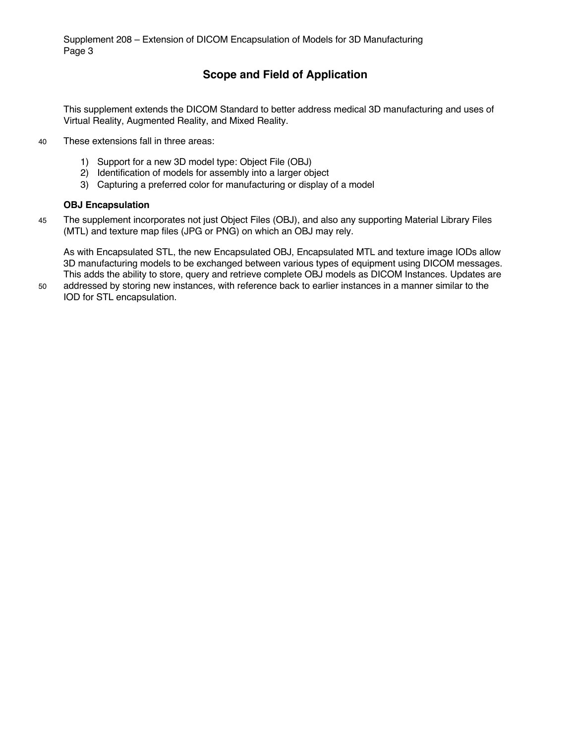# Scope and Field of Application

This supplement extends the DICOM Standard to better address medical 3D manufacturing and uses of Virtual Reality, Augmented Reality, and Mixed Reality.

These extensions fall in three areas:

1) Support for a new 3D model type: Object File (OBJ)
2) Identification of models for assembly into a larger object
3) Capturing a preferred color for manufacturing or display of a model

**OBJ Encapsulation**

The supplement incorporates not just Object Files (OBJ), and also any supporting Material Library Files (MTL) and texture map files (JPG or PNG) on which an OBJ may rely.

As with Encapsulated STL, the new Encapsulated OBJ, Encapsulated MTL and texture image IODs allow 3D manufacturing models to be exchanged between various types of equipment using DICOM messages. This adds the ability to store, query and retrieve complete OBJ models as DICOM Instances. Updates are addressed by storing new instances, with reference back to earlier instances in a manner similar to the IOD for STL encapsulation.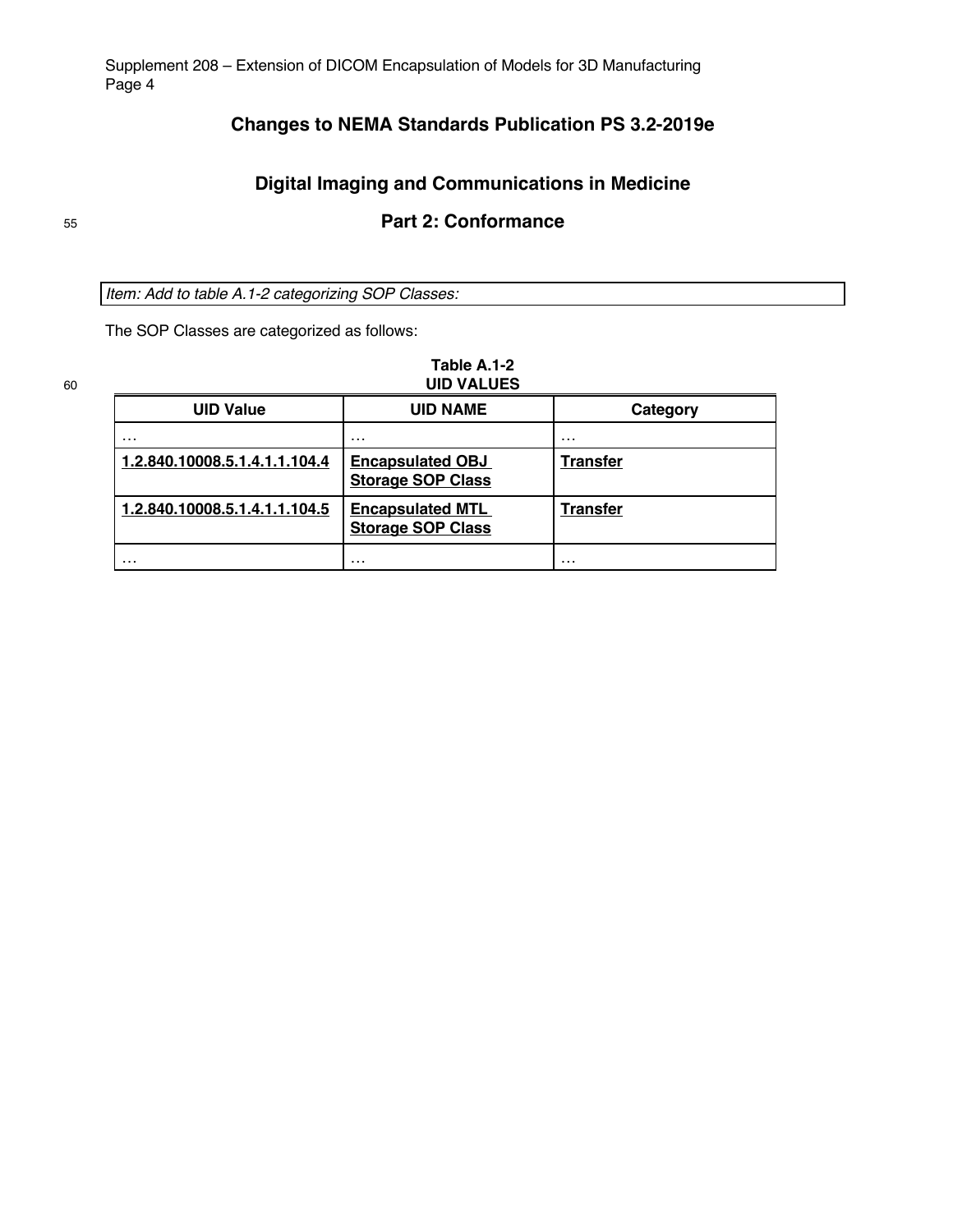## Changes to NEMA Standards Publication PS 3.2-2019e

## Digital Imaging and Communications in Medicine

## Part 2: Conformance

*Item: Add to table A.1-2 categorizing SOP Classes:*

The SOP Classes are categorized as follows:

**Table A.1-2**
**UID VALUES**

| UID Value | UID NAME | Category |
|---|---|---|
| … | … | … |
| **1.2.840.10008.5.1.4.1.1.104.4** | **Encapsulated OBJ Storage SOP Class** | **Transfer** |
| **1.2.840.10008.5.1.4.1.1.104.5** | **Encapsulated MTL Storage SOP Class** | **Transfer** |
| … | … | … |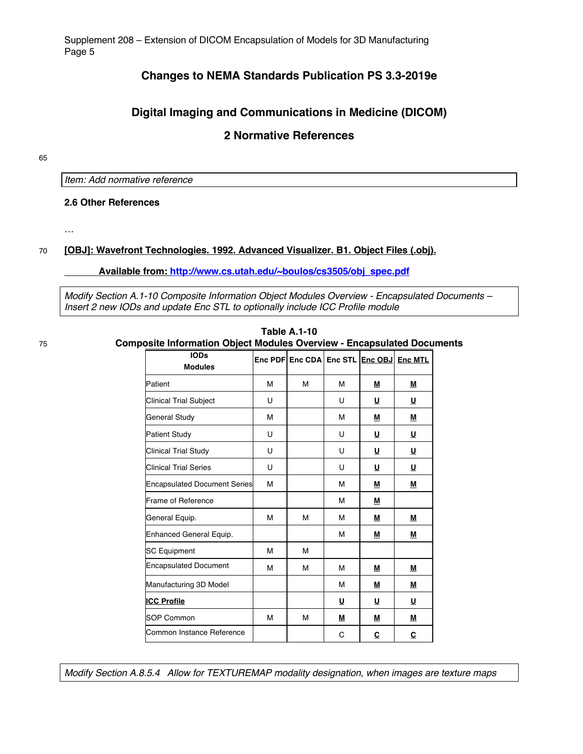# Changes to NEMA Standards Publication PS 3.3-2019e

# Digital Imaging and Communications in Medicine (DICOM)

## 2 Normative References

*Item: Add normative reference*

### 2.6 Other References

…

**[OBJ]: Wavefront Technologies. 1992. Advanced Visualizer. B1. Object Files (.obj).**

**Available from: http://www.cs.utah.edu/~boulos/cs3505/obj_spec.pdf**

*Modify Section A.1-10 Composite Information Object Modules Overview - Encapsulated Documents – Insert 2 new IODs and update Enc STL to optionally include ICC Profile module*

**Table A.1-10**
**Composite Information Object Modules Overview - Encapsulated Documents**

| IODs / Modules | Enc PDF | Enc CDA | Enc STL | Enc OBJ | Enc MTL |
|---|---|---|---|---|---|
| Patient | M | M | M | M | M |
| Clinical Trial Subject | U | | U | U | U |
| General Study | M | | M | M | M |
| Patient Study | U | | U | U | U |
| Clinical Trial Study | U | | U | U | U |
| Clinical Trial Series | U | | U | U | U |
| Encapsulated Document Series | M | | M | M | M |
| Frame of Reference | | | M | M | |
| General Equip. | M | M | M | M | M |
| Enhanced General Equip. | | | M | M | M |
| SC Equipment | M | M | | | |
| Encapsulated Document | M | M | M | M | M |
| Manufacturing 3D Model | | | M | M | M |
| ICC Profile | | | U | U | U |
| SOP Common | M | M | M | M | M |
| Common Instance Reference | | | C | C | C |

*Modify Section A.8.5.4 Allow for TEXTUREMAP modality designation, when images are texture maps*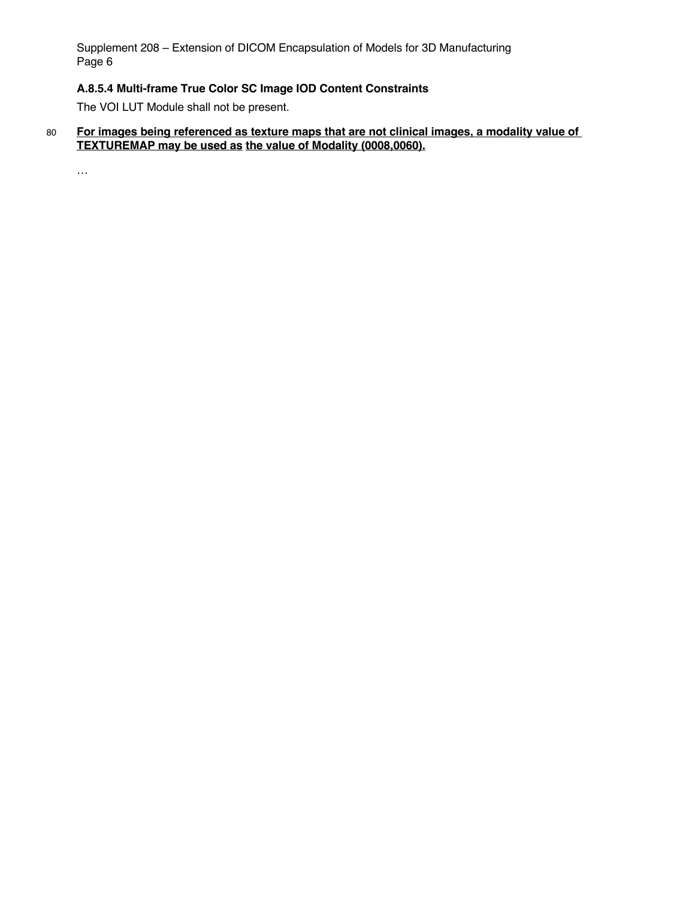### A.8.5.4 Multi-frame True Color SC Image IOD Content Constraints

The VOI LUT Module shall not be present.

**<u>For images being referenced as texture maps that are not clinical images, a modality value of TEXTUREMAP may be used as the value of Modality (0008,0060).</u>**

…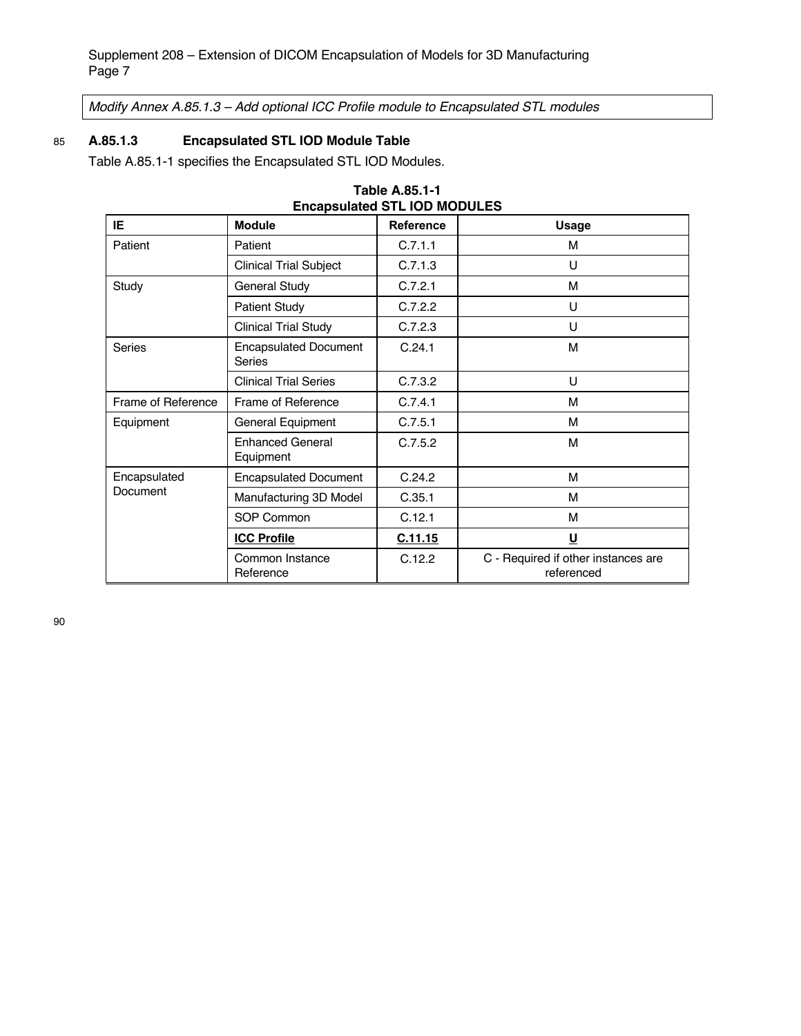*Modify Annex A.85.1.3 – Add optional ICC Profile module to Encapsulated STL modules*

### A.85.1.3 Encapsulated STL IOD Module Table

Table A.85.1-1 specifies the Encapsulated STL IOD Modules.

**Table A.85.1-1**
**Encapsulated STL IOD MODULES**

| IE | Module | Reference | Usage |
|---|---|---|---|
| Patient | Patient | C.7.1.1 | M |
| | Clinical Trial Subject | C.7.1.3 | U |
| Study | General Study | C.7.2.1 | M |
| | Patient Study | C.7.2.2 | U |
| | Clinical Trial Study | C.7.2.3 | U |
| Series | Encapsulated Document Series | C.24.1 | M |
| | Clinical Trial Series | C.7.3.2 | U |
| Frame of Reference | Frame of Reference | C.7.4.1 | M |
| Equipment | General Equipment | C.7.5.1 | M |
| | Enhanced General Equipment | C.7.5.2 | M |
| Encapsulated Document | Encapsulated Document | C.24.2 | M |
| | Manufacturing 3D Model | C.35.1 | M |
| | SOP Common | C.12.1 | M |
| | **ICC Profile** | **C.11.15** | **U** |
| | Common Instance Reference | C.12.2 | C - Required if other instances are referenced |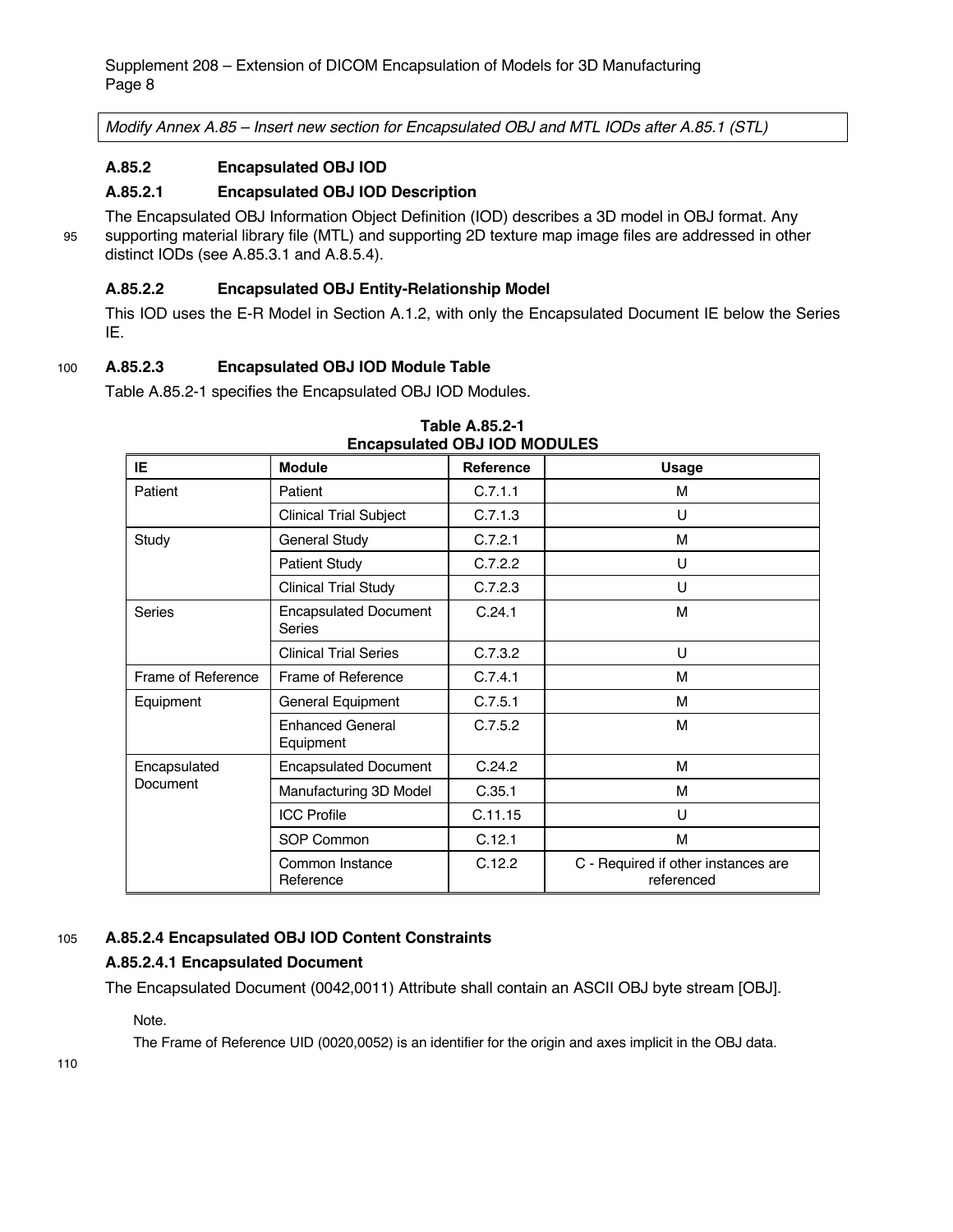*Modify Annex A.85 – Insert new section for Encapsulated OBJ and MTL IODs after A.85.1 (STL)*

### A.85.2 Encapsulated OBJ IOD

#### A.85.2.1 Encapsulated OBJ IOD Description

The Encapsulated OBJ Information Object Definition (IOD) describes a 3D model in OBJ format. Any supporting material library file (MTL) and supporting 2D texture map image files are addressed in other distinct IODs (see A.85.3.1 and A.8.5.4).

#### A.85.2.2 Encapsulated OBJ Entity-Relationship Model

This IOD uses the E-R Model in Section A.1.2, with only the Encapsulated Document IE below the Series IE.

#### A.85.2.3 Encapsulated OBJ IOD Module Table

Table A.85.2-1 specifies the Encapsulated OBJ IOD Modules.

**Table A.85.2-1**
**Encapsulated OBJ IOD MODULES**

| IE | Module | Reference | Usage |
|---|---|---|---|
| Patient | Patient | C.7.1.1 | M |
| | Clinical Trial Subject | C.7.1.3 | U |
| Study | General Study | C.7.2.1 | M |
| | Patient Study | C.7.2.2 | U |
| | Clinical Trial Study | C.7.2.3 | U |
| Series | Encapsulated Document Series | C.24.1 | M |
| | Clinical Trial Series | C.7.3.2 | U |
| Frame of Reference | Frame of Reference | C.7.4.1 | M |
| Equipment | General Equipment | C.7.5.1 | M |
| | Enhanced General Equipment | C.7.5.2 | M |
| Encapsulated Document | Encapsulated Document | C.24.2 | M |
| | Manufacturing 3D Model | C.35.1 | M |
| | ICC Profile | C.11.15 | U |
| | SOP Common | C.12.1 | M |
| | Common Instance Reference | C.12.2 | C - Required if other instances are referenced |

#### A.85.2.4 Encapsulated OBJ IOD Content Constraints

##### A.85.2.4.1 Encapsulated Document

The Encapsulated Document (0042,0011) Attribute shall contain an ASCII OBJ byte stream [OBJ].

Note.

The Frame of Reference UID (0020,0052) is an identifier for the origin and axes implicit in the OBJ data.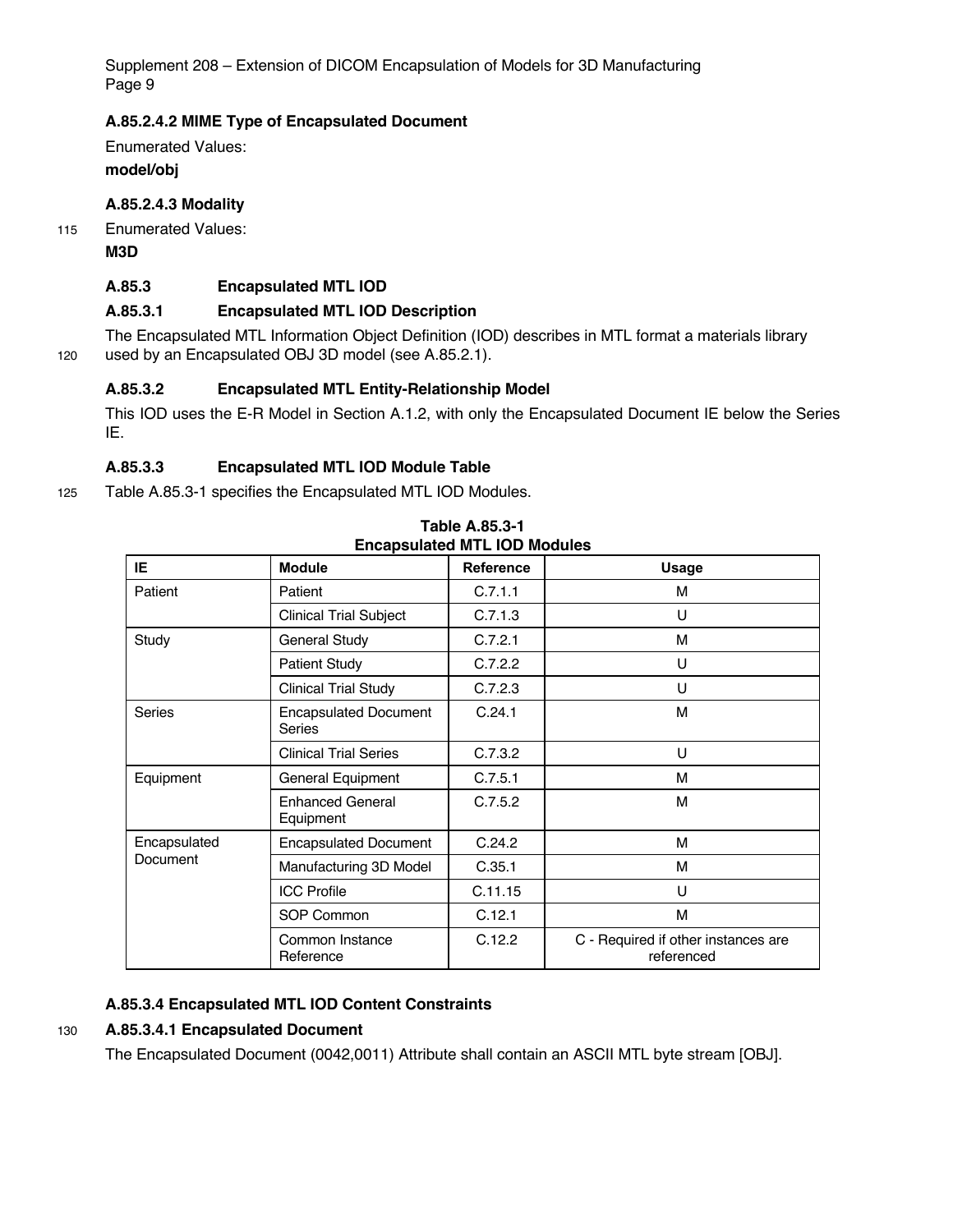#### A.85.2.4.2 MIME Type of Encapsulated Document

Enumerated Values:

**model/obj**

#### A.85.2.4.3 Modality

Enumerated Values:

**M3D**

### A.85.3 Encapsulated MTL IOD

#### A.85.3.1 Encapsulated MTL IOD Description

The Encapsulated MTL Information Object Definition (IOD) describes in MTL format a materials library used by an Encapsulated OBJ 3D model (see A.85.2.1).

#### A.85.3.2 Encapsulated MTL Entity-Relationship Model

This IOD uses the E-R Model in Section A.1.2, with only the Encapsulated Document IE below the Series IE.

#### A.85.3.3 Encapsulated MTL IOD Module Table

Table A.85.3-1 specifies the Encapsulated MTL IOD Modules.

**Table A.85.3-1**
**Encapsulated MTL IOD Modules**

| IE | Module | Reference | Usage |
|---|---|---|---|
| Patient | Patient | C.7.1.1 | M |
| | Clinical Trial Subject | C.7.1.3 | U |
| Study | General Study | C.7.2.1 | M |
| | Patient Study | C.7.2.2 | U |
| | Clinical Trial Study | C.7.2.3 | U |
| Series | Encapsulated Document Series | C.24.1 | M |
| | Clinical Trial Series | C.7.3.2 | U |
| Equipment | General Equipment | C.7.5.1 | M |
| | Enhanced General Equipment | C.7.5.2 | M |
| Encapsulated Document | Encapsulated Document | C.24.2 | M |
| | Manufacturing 3D Model | C.35.1 | M |
| | ICC Profile | C.11.15 | U |
| | SOP Common | C.12.1 | M |
| | Common Instance Reference | C.12.2 | C - Required if other instances are referenced |

#### A.85.3.4 Encapsulated MTL IOD Content Constraints

#### A.85.3.4.1 Encapsulated Document

The Encapsulated Document (0042,0011) Attribute shall contain an ASCII MTL byte stream [OBJ].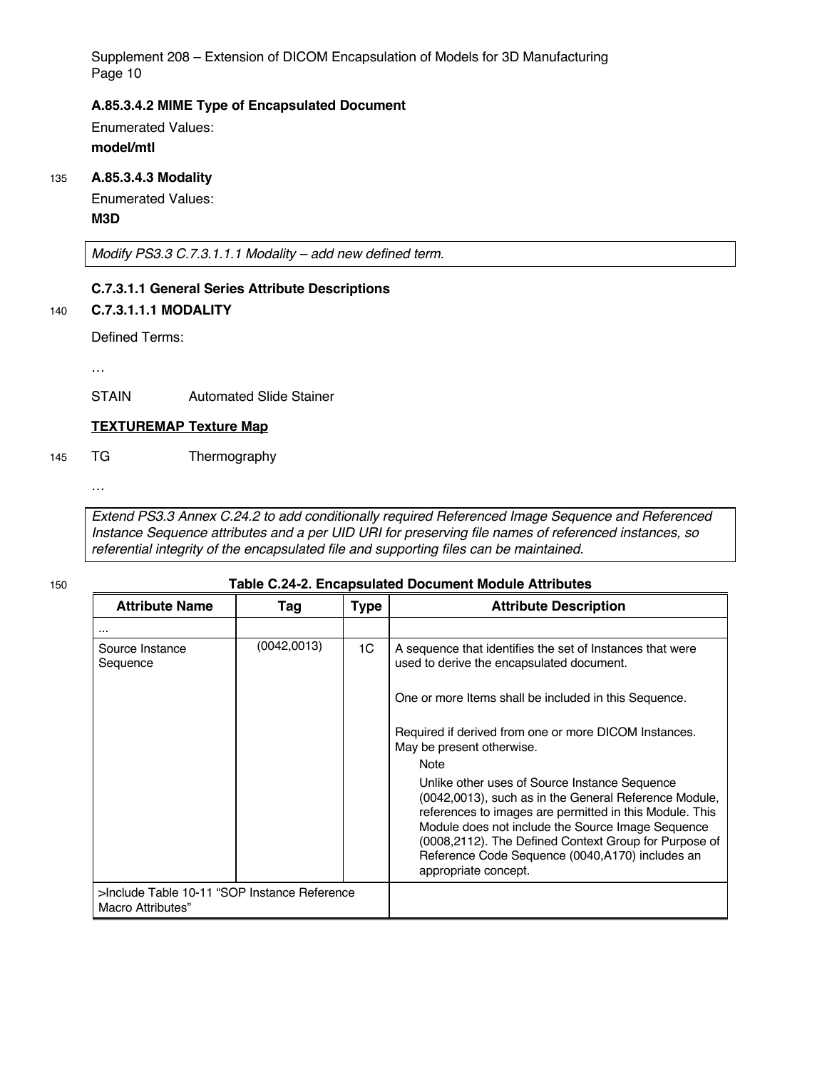#### A.85.3.4.2 MIME Type of Encapsulated Document

Enumerated Values:

**model/mtl**

#### A.85.3.4.3 Modality

Enumerated Values:

**M3D**

*Modify PS3.3 C.7.3.1.1.1 Modality – add new defined term.*

#### C.7.3.1.1 General Series Attribute Descriptions

#### C.7.3.1.1.1 MODALITY

Defined Terms:

…

STAIN Automated Slide Stainer

**TEXTUREMAP Texture Map**

TG Thermography

…

*Extend PS3.3 Annex C.24.2 to add conditionally required Referenced Image Sequence and Referenced Instance Sequence attributes and a per UID URI for preserving file names of referenced instances, so referential integrity of the encapsulated file and supporting files can be maintained.*

**Table C.24-2. Encapsulated Document Module Attributes**

| Attribute Name | Tag | Type | Attribute Description |
|---|---|---|---|
| ... | | | |
| Source Instance Sequence | (0042,0013) | 1C | A sequence that identifies the set of Instances that were used to derive the encapsulated document.<br><br>One or more Items shall be included in this Sequence.<br><br>Required if derived from one or more DICOM Instances. May be present otherwise.<br><br>Note<br><br>Unlike other uses of Source Instance Sequence (0042,0013), such as in the General Reference Module, references to images are permitted in this Module. This Module does not include the Source Image Sequence (0008,2112). The Defined Context Group for Purpose of Reference Code Sequence (0040,A170) includes an appropriate concept. |
| >Include Table 10-11 “SOP Instance Reference Macro Attributes” | | | |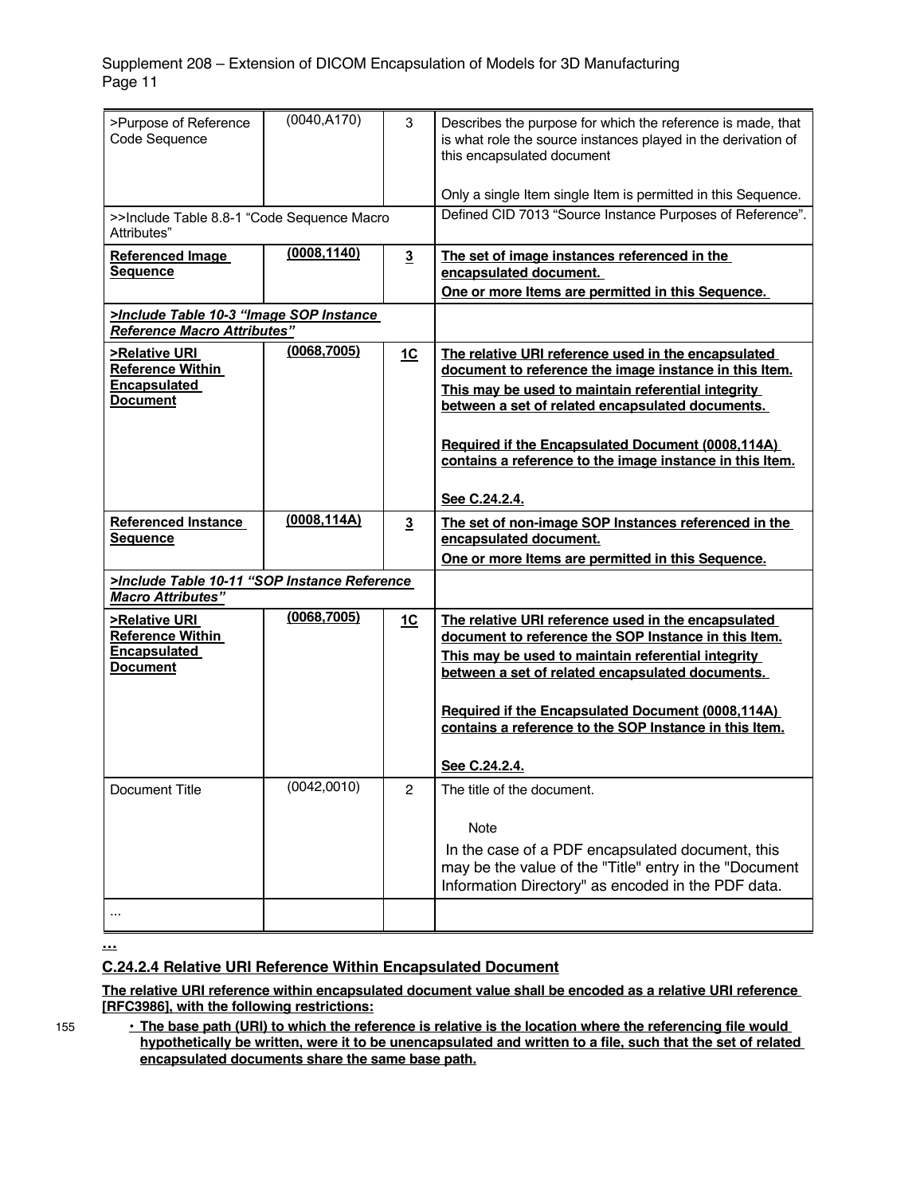| >Purpose of Reference Code Sequence | (0040,A170) | 3 | Describes the purpose for which the reference is made, that is what role the source instances played in the derivation of this encapsulated document<br><br>Only a single Item single Item is permitted in this Sequence. |
|---|---|---|---|
| >>Include Table 8.8-1 "Code Sequence Macro Attributes" | | | Defined CID 7013 "Source Instance Purposes of Reference". |
| **Referenced Image Sequence** | **(0008,1140)** | **3** | **The set of image instances referenced in the encapsulated document.**<br>**One or more Items are permitted in this Sequence.** |
| ***>Include Table 10-3 "Image SOP Instance Reference Macro Attributes"*** | | | |
| **>Relative URI Reference Within Encapsulated Document** | **(0068,7005)** | **1C** | **The relative URI reference used in the encapsulated document to reference the image instance in this Item.**<br>**This may be used to maintain referential integrity between a set of related encapsulated documents.**<br><br>**Required if the Encapsulated Document (0008,114A) contains a reference to the image instance in this Item.**<br><br>**See C.24.2.4.** |
| **Referenced Instance Sequence** | **(0008,114A)** | **3** | **The set of non-image SOP Instances referenced in the encapsulated document.**<br>**One or more Items are permitted in this Sequence.** |
| ***>Include Table 10-11 "SOP Instance Reference Macro Attributes"*** | | | |
| **>Relative URI Reference Within Encapsulated Document** | **(0068,7005)** | **1C** | **The relative URI reference used in the encapsulated document to reference the SOP Instance in this Item.**<br>**This may be used to maintain referential integrity between a set of related encapsulated documents.**<br><br>**Required if the Encapsulated Document (0008,114A) contains a reference to the SOP Instance in this Item.**<br><br>**See C.24.2.4.** |
| Document Title | (0042,0010) | 2 | The title of the document.<br><br>Note<br><br>In the case of a PDF encapsulated document, this may be the value of the "Title" entry in the "Document Information Directory" as encoded in the PDF data. |
| ... | | | |

**…**

### C.24.2.4 Relative URI Reference Within Encapsulated Document

**The relative URI reference within encapsulated document value shall be encoded as a relative URI reference [RFC3986], with the following restrictions:**

- **The base path (URI) to which the reference is relative is the location where the referencing file would hypothetically be written, were it to be unencapsulated and written to a file, such that the set of related encapsulated documents share the same base path.**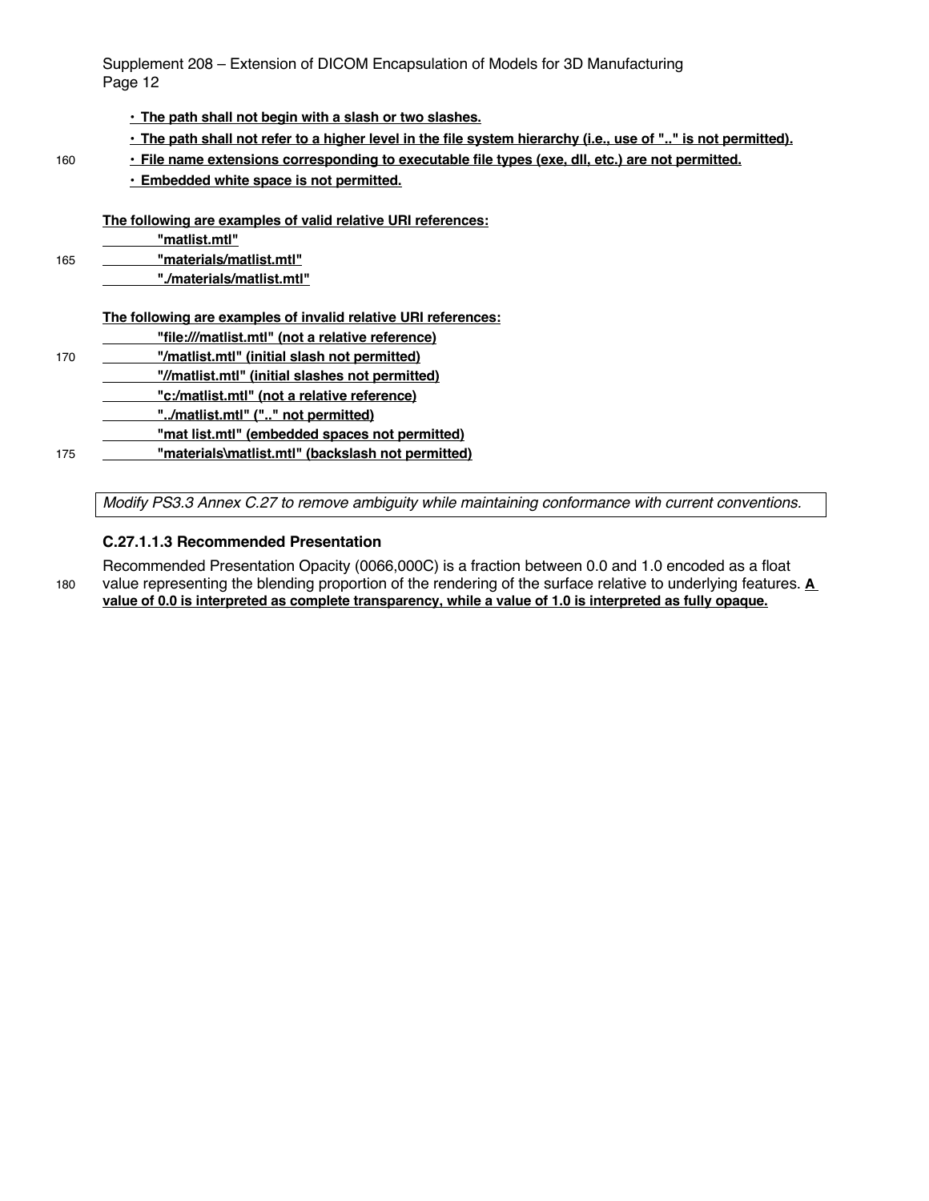- **The path shall not begin with a slash or two slashes.**
- **The path shall not refer to a higher level in the file system hierarchy (i.e., use of ".." is not permitted).**
- **File name extensions corresponding to executable file types (exe, dll, etc.) are not permitted.**
- **Embedded white space is not permitted.**

**The following are examples of valid relative URI references:**

**"matlist.mtl"**
**"materials/matlist.mtl"**
**"./materials/matlist.mtl"**

**The following are examples of invalid relative URI references:**

**"file:///matlist.mtl" (not a relative reference)**
**"/matlist.mtl" (initial slash not permitted)**
**"//matlist.mtl" (initial slashes not permitted)**
**"c:/matlist.mtl" (not a relative reference)**
**"../matlist.mtl" (".." not permitted)**
**"mat list.mtl" (embedded spaces not permitted)**
**"materials\matlist.mtl" (backslash not permitted)**

*Modify PS3.3 Annex C.27 to remove ambiguity while maintaining conformance with current conventions.*

### C.27.1.1.3 Recommended Presentation

Recommended Presentation Opacity (0066,000C) is a fraction between 0.0 and 1.0 encoded as a float value representing the blending proportion of the rendering of the surface relative to underlying features. **A value of 0.0 is interpreted as complete transparency, while a value of 1.0 is interpreted as fully opaque.**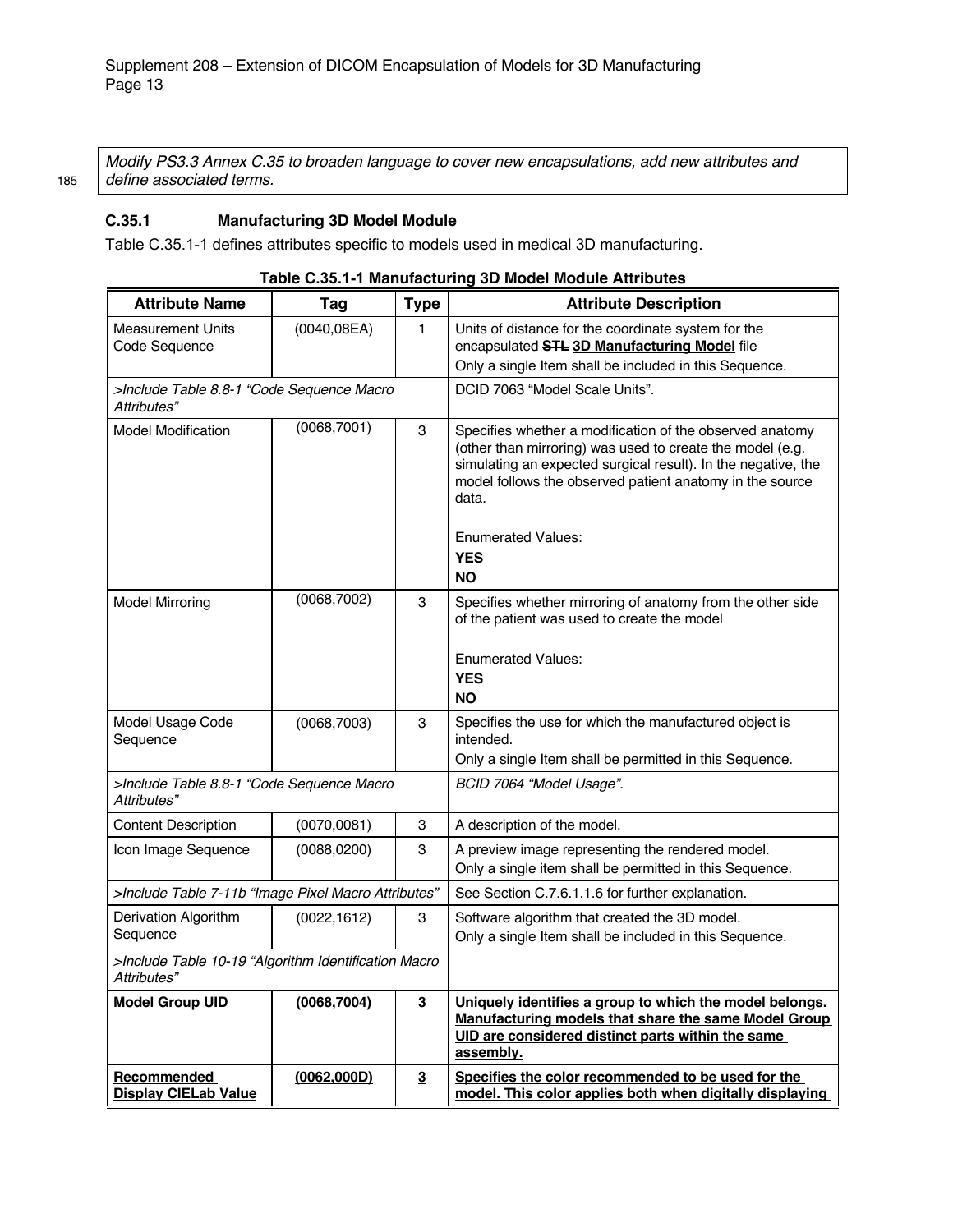*Modify PS3.3 Annex C.35 to broaden language to cover new encapsulations, add new attributes and define associated terms.*

### C.35.1 Manufacturing 3D Model Module

Table C.35.1-1 defines attributes specific to models used in medical 3D manufacturing.

**Table C.35.1-1 Manufacturing 3D Model Module Attributes**

| Attribute Name | Tag | Type | Attribute Description |
|---|---|---|---|
| Measurement Units Code Sequence | (0040,08EA) | 1 | Units of distance for the coordinate system for the encapsulated ~~STL~~ **3D Manufacturing Model** file<br>Only a single Item shall be included in this Sequence. |
| *>Include Table 8.8-1 "Code Sequence Macro Attributes"* | | | DCID 7063 "Model Scale Units". |
| Model Modification | (0068,7001) | 3 | Specifies whether a modification of the observed anatomy (other than mirroring) was used to create the model (e.g. simulating an expected surgical result). In the negative, the model follows the observed patient anatomy in the source data.<br><br>Enumerated Values:<br>**YES**<br>**NO** |
| Model Mirroring | (0068,7002) | 3 | Specifies whether mirroring of anatomy from the other side of the patient was used to create the model<br><br>Enumerated Values:<br>**YES**<br>**NO** |
| Model Usage Code Sequence | (0068,7003) | 3 | Specifies the use for which the manufactured object is intended.<br>Only a single Item shall be permitted in this Sequence. |
| *>Include Table 8.8-1 "Code Sequence Macro Attributes"* | | | *BCID 7064 "Model Usage".* |
| Content Description | (0070,0081) | 3 | A description of the model. |
| Icon Image Sequence | (0088,0200) | 3 | A preview image representing the rendered model.<br>Only a single item shall be permitted in this Sequence. |
| *>Include Table 7-11b "Image Pixel Macro Attributes"* | | | See Section C.7.6.1.1.6 for further explanation. |
| Derivation Algorithm Sequence | (0022,1612) | 3 | Software algorithm that created the 3D model.<br>Only a single Item shall be included in this Sequence. |
| *>Include Table 10-19 "Algorithm Identification Macro Attributes"* | | | |
| **Model Group UID** | **(0068,7004)** | **3** | **Uniquely identifies a group to which the model belongs. Manufacturing models that share the same Model Group UID are considered distinct parts within the same assembly.** |
| **Recommended Display CIELab Value** | **(0062,000D)** | **3** | **Specifies the color recommended to be used for the model. This color applies both when digitally displaying** |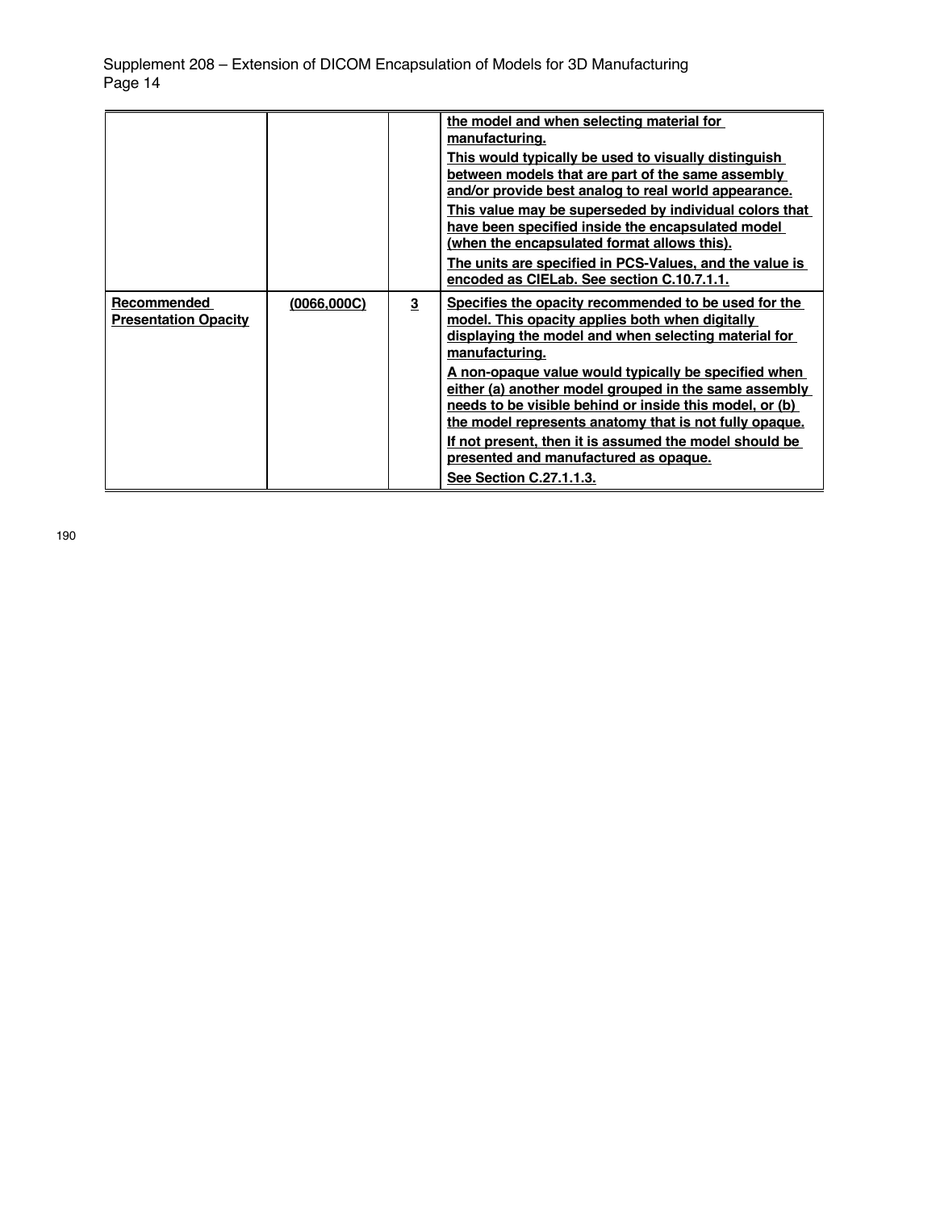| | | | |
|---|---|---|---|
| | | | <u>**the model and when selecting material for manufacturing.**</u><br><u>**This would typically be used to visually distinguish between models that are part of the same assembly and/or provide best analog to real world appearance.**</u><br><u>**This value may be superseded by individual colors that have been specified inside the encapsulated model (when the encapsulated format allows this).**</u><br><u>**The units are specified in PCS-Values, and the value is encoded as CIELab. See section C.10.7.1.1.**</u> |
| <u>**Recommended Presentation Opacity**</u> | <u>**(0066,000C)**</u> | <u>**3**</u> | <u>**Specifies the opacity recommended to be used for the model. This opacity applies both when digitally displaying the model and when selecting material for manufacturing.**</u><br><u>**A non-opaque value would typically be specified when either (a) another model grouped in the same assembly needs to be visible behind or inside this model, or (b) the model represents anatomy that is not fully opaque.**</u><br><u>**If not present, then it is assumed the model should be presented and manufactured as opaque.**</u><br><u>**See Section C.27.1.1.3.**</u> |

190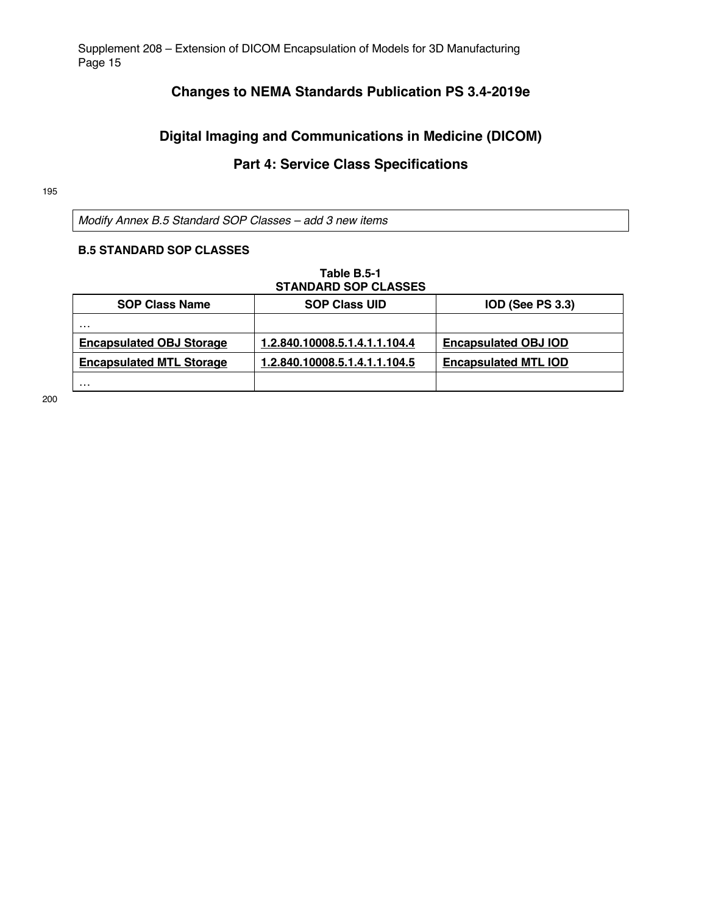## Changes to NEMA Standards Publication PS 3.4-2019e

## Digital Imaging and Communications in Medicine (DICOM)

## Part 4: Service Class Specifications

*Modify Annex B.5 Standard SOP Classes – add 3 new items*

### B.5 STANDARD SOP CLASSES

**Table B.5-1**
**STANDARD SOP CLASSES**

| SOP Class Name | SOP Class UID | IOD (See PS 3.3) |
|---|---|---|
| … | | |
| **<u>Encapsulated OBJ Storage</u>** | **<u>1.2.840.10008.5.1.4.1.1.104.4</u>** | **<u>Encapsulated OBJ IOD</u>** |
| **<u>Encapsulated MTL Storage</u>** | **<u>1.2.840.10008.5.1.4.1.1.104.5</u>** | **<u>Encapsulated MTL IOD</u>** |
| … | | |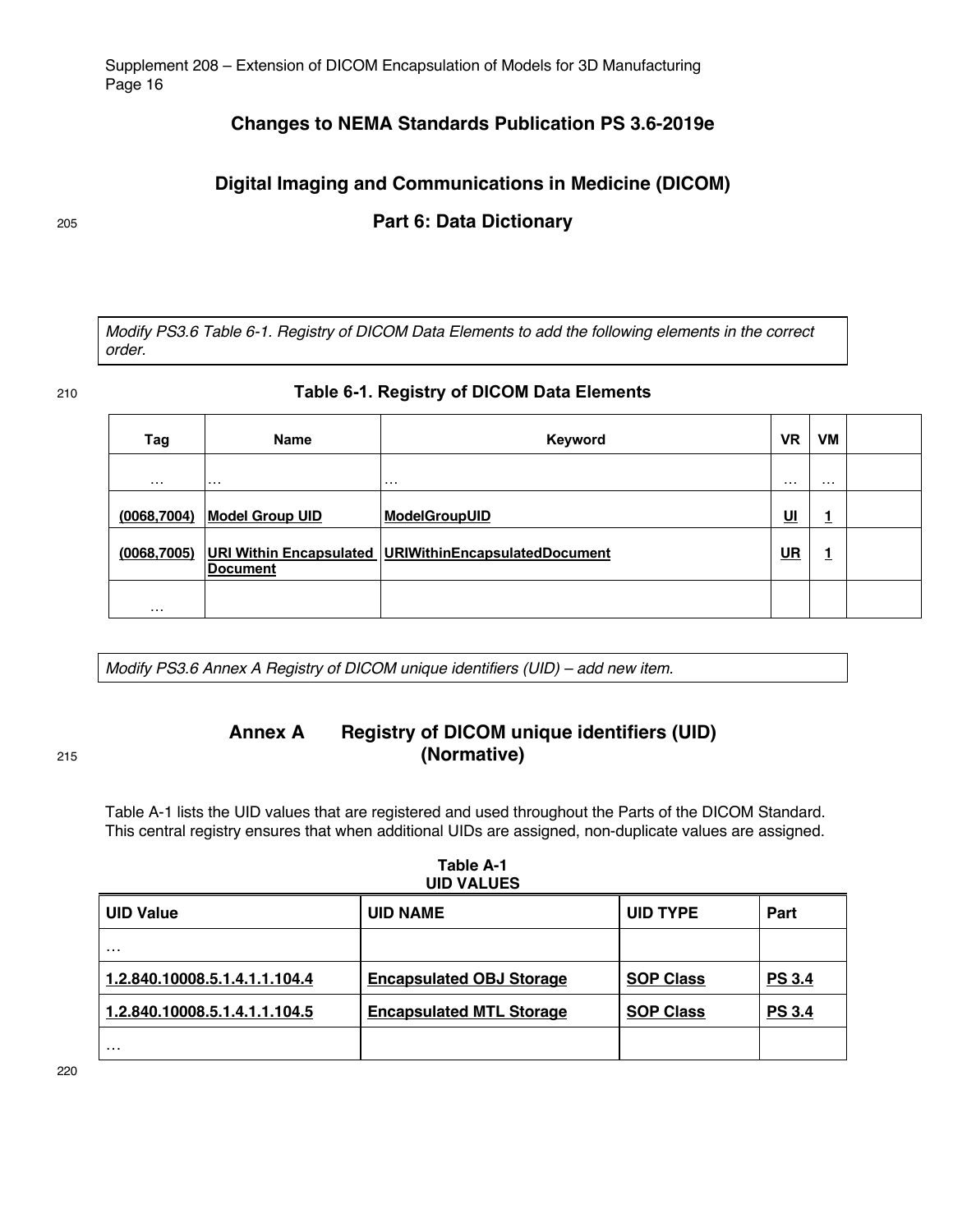# Changes to NEMA Standards Publication PS 3.6-2019e

## Digital Imaging and Communications in Medicine (DICOM)

## Part 6: Data Dictionary

*Modify PS3.6 Table 6-1. Registry of DICOM Data Elements to add the following elements in the correct order.*

**Table 6-1. Registry of DICOM Data Elements**

| Tag | Name | Keyword | VR | VM | |
|---|---|---|---|---|---|
| … | … | … | … | … | |
| **(0068,7004)** | **Model Group UID** | **ModelGroupUID** | **UI** | **1** | |
| **(0068,7005)** | **URI Within Encapsulated Document** | **URIWithinEncapsulatedDocument** | **UR** | **1** | |
| … | | | | | |

*Modify PS3.6 Annex A Registry of DICOM unique identifiers (UID) – add new item.*

## Annex A Registry of DICOM unique identifiers (UID) (Normative)

Table A-1 lists the UID values that are registered and used throughout the Parts of the DICOM Standard. This central registry ensures that when additional UIDs are assigned, non-duplicate values are assigned.

**Table A-1**
**UID VALUES**

| UID Value | UID NAME | UID TYPE | Part |
|---|---|---|---|
| … | | | |
| **1.2.840.10008.5.1.4.1.1.104.4** | **Encapsulated OBJ Storage** | **SOP Class** | **PS 3.4** |
| **1.2.840.10008.5.1.4.1.1.104.5** | **Encapsulated MTL Storage** | **SOP Class** | **PS 3.4** |
| … | | | |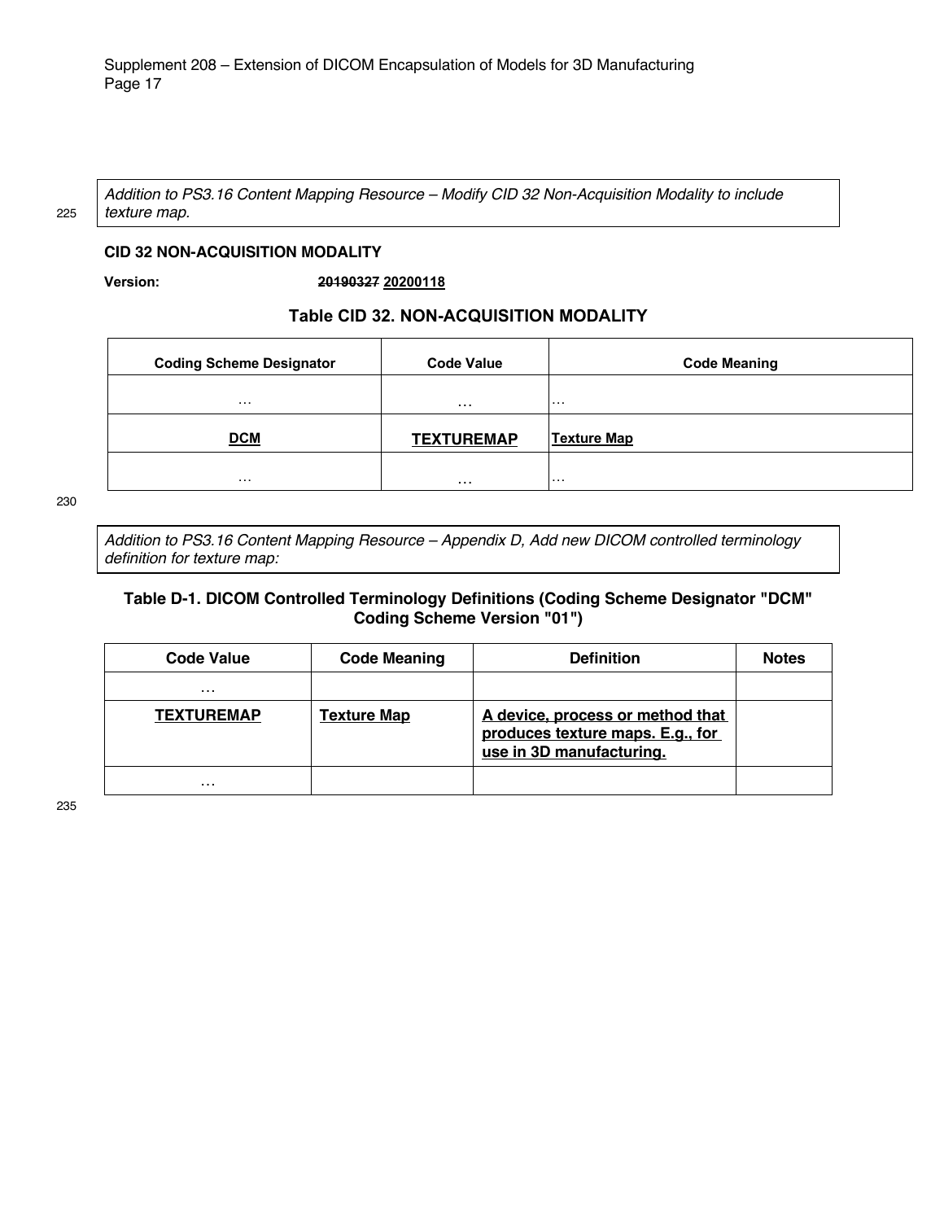*Addition to PS3.16 Content Mapping Resource – Modify CID 32 Non-Acquisition Modality to include texture map.*

**CID 32 NON-ACQUISITION MODALITY**

**Version:** ~~20190327~~ **20200118**

### Table CID 32. NON-ACQUISITION MODALITY

| Coding Scheme Designator | Code Value | Code Meaning |
|---|---|---|
| … | … | … |
| **DCM** | **TEXTUREMAP** | **Texture Map** |
| … | … | … |

*Addition to PS3.16 Content Mapping Resource – Appendix D, Add new DICOM controlled terminology definition for texture map:*

### Table D-1. DICOM Controlled Terminology Definitions (Coding Scheme Designator "DCM" Coding Scheme Version "01")

| Code Value | Code Meaning | Definition | Notes |
|---|---|---|---|
| … | | | |
| **TEXTUREMAP** | **Texture Map** | **A device, process or method that produces texture maps. E.g., for use in 3D manufacturing.** | |
| … | | | |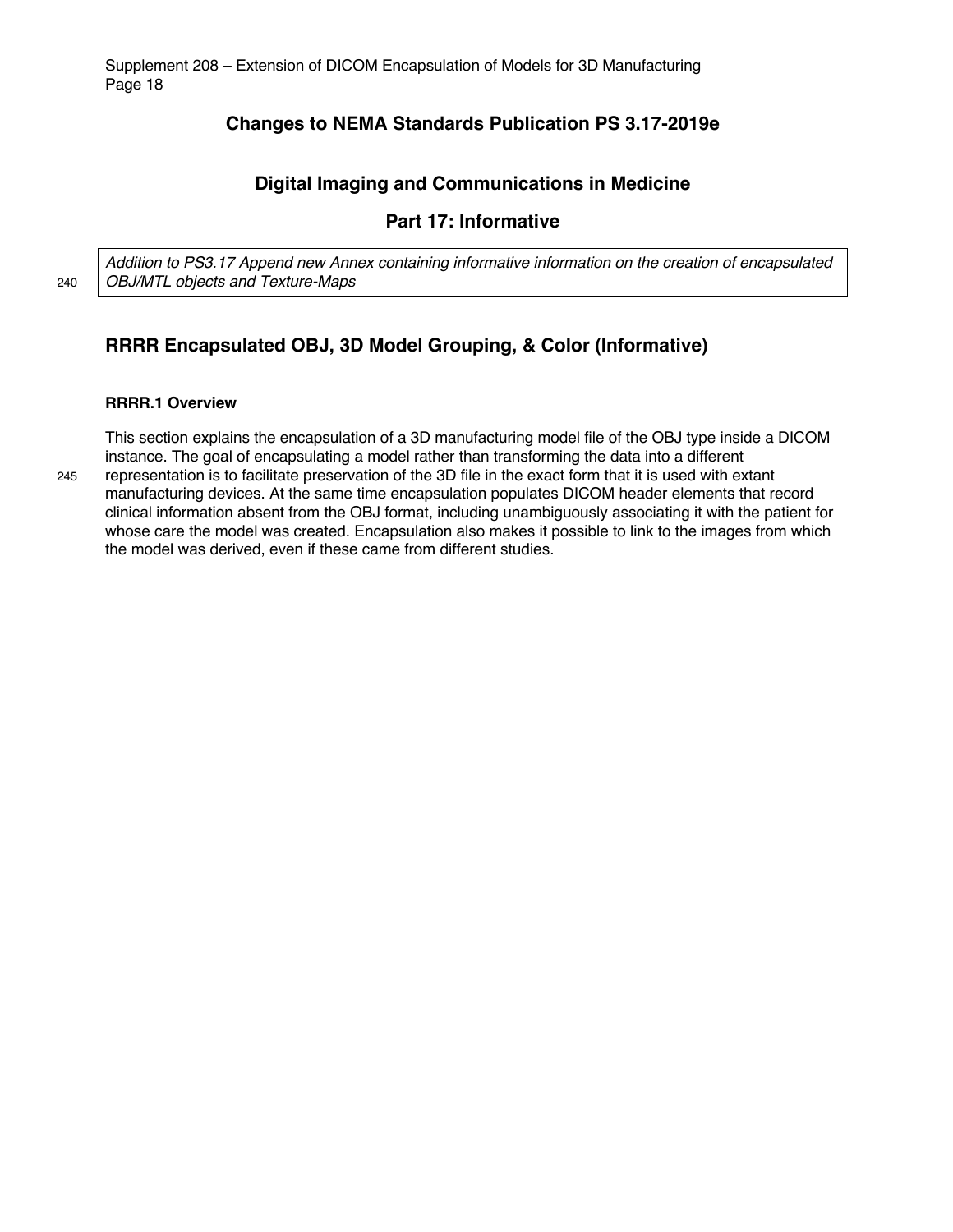## Changes to NEMA Standards Publication PS 3.17-2019e

## Digital Imaging and Communications in Medicine

## Part 17: Informative

*Addition to PS3.17 Append new Annex containing informative information on the creation of encapsulated OBJ/MTL objects and Texture-Maps*

# RRRR Encapsulated OBJ, 3D Model Grouping, & Color (Informative)

### RRRR.1 Overview

This section explains the encapsulation of a 3D manufacturing model file of the OBJ type inside a DICOM instance. The goal of encapsulating a model rather than transforming the data into a different representation is to facilitate preservation of the 3D file in the exact form that it is used with extant manufacturing devices. At the same time encapsulation populates DICOM header elements that record clinical information absent from the OBJ format, including unambiguously associating it with the patient for whose care the model was created. Encapsulation also makes it possible to link to the images from which the model was derived, even if these came from different studies.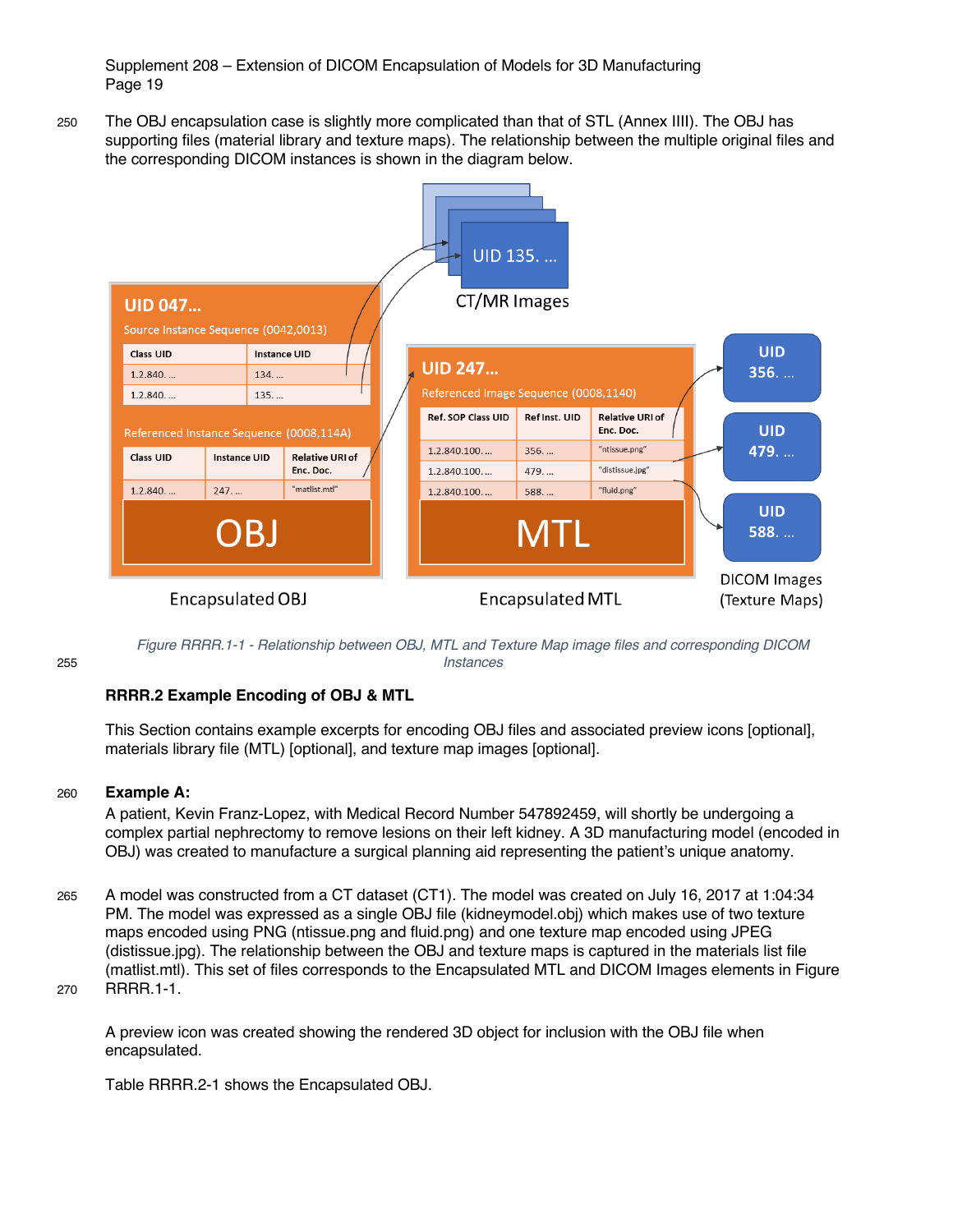The OBJ encapsulation case is slightly more complicated than that of STL (Annex IIII). The OBJ has supporting files (material library and texture maps). The relationship between the multiple original files and the corresponding DICOM instances is shown in the diagram below.

*Figure RRRR.1-1 - Relationship between OBJ, MTL and Texture Map image files and corresponding DICOM Instances*

### RRRR.2 Example Encoding of OBJ & MTL

This Section contains example excerpts for encoding OBJ files and associated preview icons [optional], materials library file (MTL) [optional], and texture map images [optional].

**Example A:**

A patient, Kevin Franz-Lopez, with Medical Record Number 547892459, will shortly be undergoing a complex partial nephrectomy to remove lesions on their left kidney. A 3D manufacturing model (encoded in OBJ) was created to manufacture a surgical planning aid representing the patient's unique anatomy.

A model was constructed from a CT dataset (CT1). The model was created on July 16, 2017 at 1:04:34 PM. The model was expressed as a single OBJ file (kidneymodel.obj) which makes use of two texture maps encoded using PNG (ntissue.png and fluid.png) and one texture map encoded using JPEG (distissue.jpg). The relationship between the OBJ and texture maps is captured in the materials list file (matlist.mtl). This set of files corresponds to the Encapsulated MTL and DICOM Images elements in Figure RRRR.1-1.

A preview icon was created showing the rendered 3D object for inclusion with the OBJ file when encapsulated.

Table RRRR.2-1 shows the Encapsulated OBJ.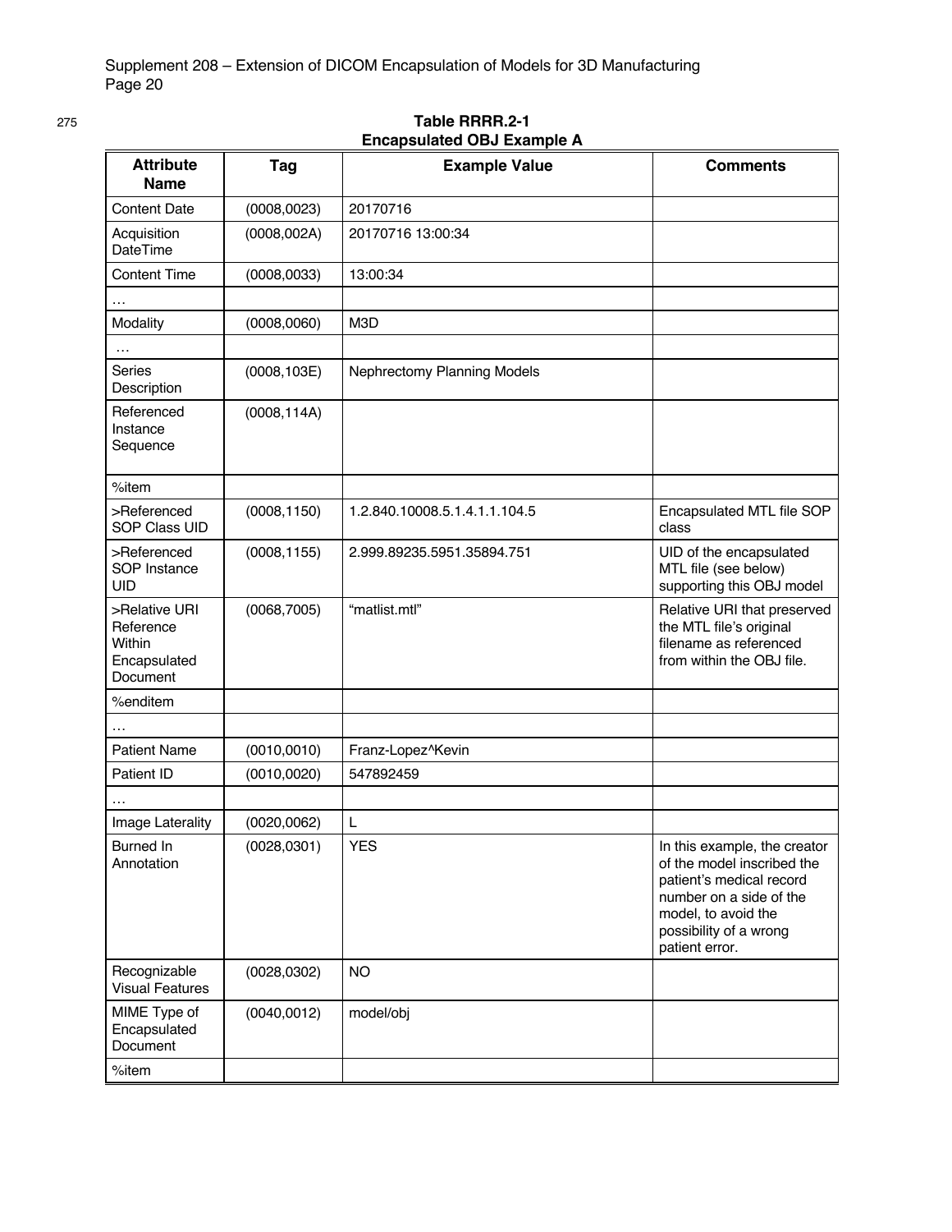**Table RRRR.2-1**
**Encapsulated OBJ Example A**

| Attribute Name | Tag | Example Value | Comments |
|---|---|---|---|
| Content Date | (0008,0023) | 20170716 | |
| Acquisition DateTime | (0008,002A) | 20170716 13:00:34 | |
| Content Time | (0008,0033) | 13:00:34 | |
| … | | | |
| Modality | (0008,0060) | M3D | |
| … | | | |
| Series Description | (0008,103E) | Nephrectomy Planning Models | |
| Referenced Instance Sequence | (0008,114A) | | |
| %item | | | |
| >Referenced SOP Class UID | (0008,1150) | 1.2.840.10008.5.1.4.1.1.104.5 | Encapsulated MTL file SOP class |
| >Referenced SOP Instance UID | (0008,1155) | 2.999.89235.5951.35894.751 | UID of the encapsulated MTL file (see below) supporting this OBJ model |
| >Relative URI Reference Within Encapsulated Document | (0068,7005) | "matlist.mtl" | Relative URI that preserved the MTL file's original filename as referenced from within the OBJ file. |
| %enditem | | | |
| … | | | |
| Patient Name | (0010,0010) | Franz-Lopez^Kevin | |
| Patient ID | (0010,0020) | 547892459 | |
| … | | | |
| Image Laterality | (0020,0062) | L | |
| Burned In Annotation | (0028,0301) | YES | In this example, the creator of the model inscribed the patient's medical record number on a side of the model, to avoid the possibility of a wrong patient error. |
| Recognizable Visual Features | (0028,0302) | NO | |
| MIME Type of Encapsulated Document | (0040,0012) | model/obj | |
| %item | | | |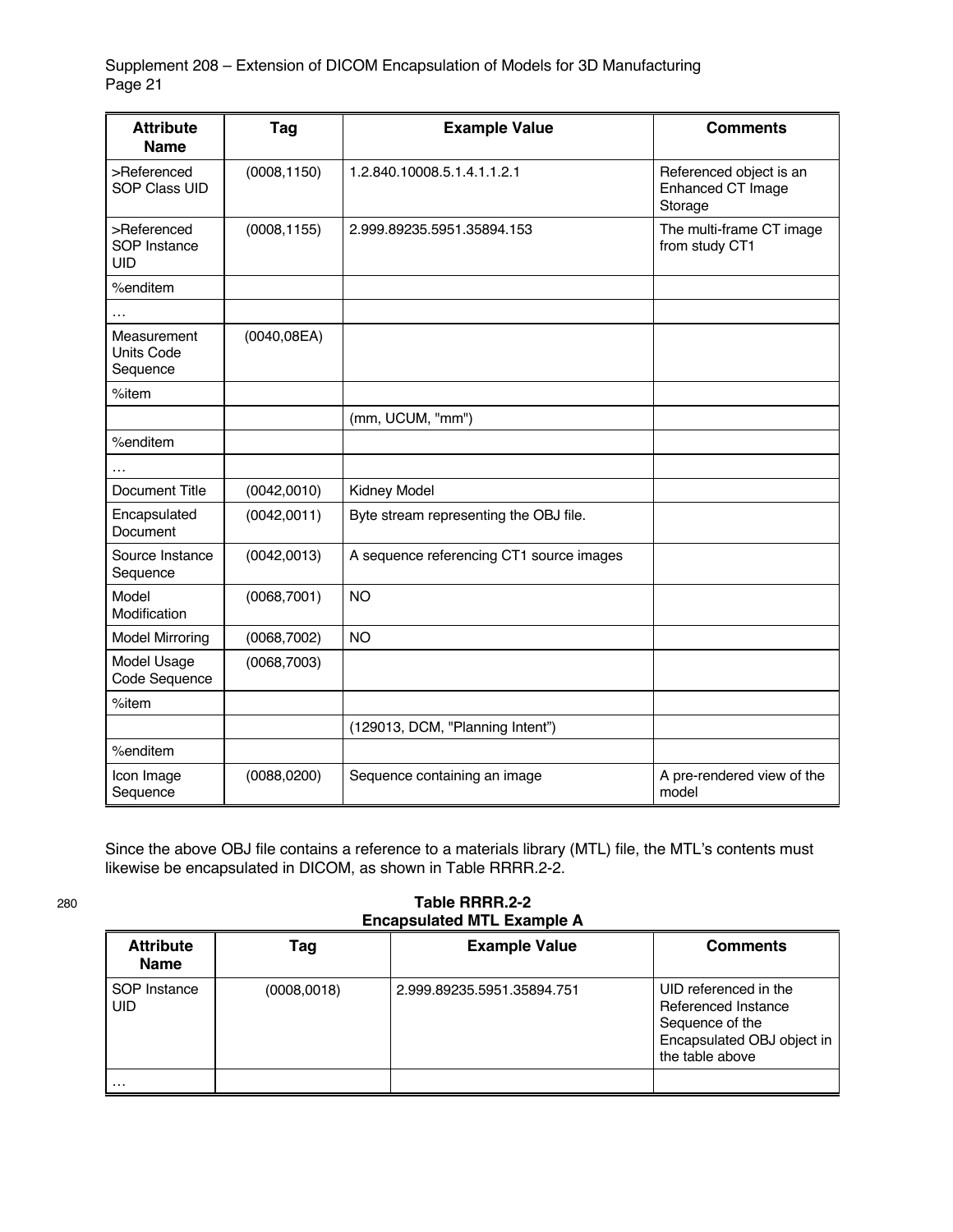| Attribute Name | Tag | Example Value | Comments |
|---|---|---|---|
| >Referenced SOP Class UID | (0008,1150) | 1.2.840.10008.5.1.4.1.1.2.1 | Referenced object is an Enhanced CT Image Storage |
| >Referenced SOP Instance UID | (0008,1155) | 2.999.89235.5951.35894.153 | The multi-frame CT image from study CT1 |
| %enditem | | | |
| … | | | |
| Measurement Units Code Sequence | (0040,08EA) | | |
| %item | | | |
| | | (mm, UCUM, "mm") | |
| %enditem | | | |
| … | | | |
| Document Title | (0042,0010) | Kidney Model | |
| Encapsulated Document | (0042,0011) | Byte stream representing the OBJ file. | |
| Source Instance Sequence | (0042,0013) | A sequence referencing CT1 source images | |
| Model Modification | (0068,7001) | NO | |
| Model Mirroring | (0068,7002) | NO | |
| Model Usage Code Sequence | (0068,7003) | | |
| %item | | | |
| | | (129013, DCM, "Planning Intent") | |
| %enditem | | | |
| Icon Image Sequence | (0088,0200) | Sequence containing an image | A pre-rendered view of the model |

Since the above OBJ file contains a reference to a materials library (MTL) file, the MTL's contents must likewise be encapsulated in DICOM, as shown in Table RRRR.2-2.

280

**Table RRRR.2-2**
**Encapsulated MTL Example A**

| Attribute Name | Tag | Example Value | Comments |
|---|---|---|---|
| SOP Instance UID | (0008,0018) | 2.999.89235.5951.35894.751 | UID referenced in the Referenced Instance Sequence of the Encapsulated OBJ object in the table above |
| … | | | |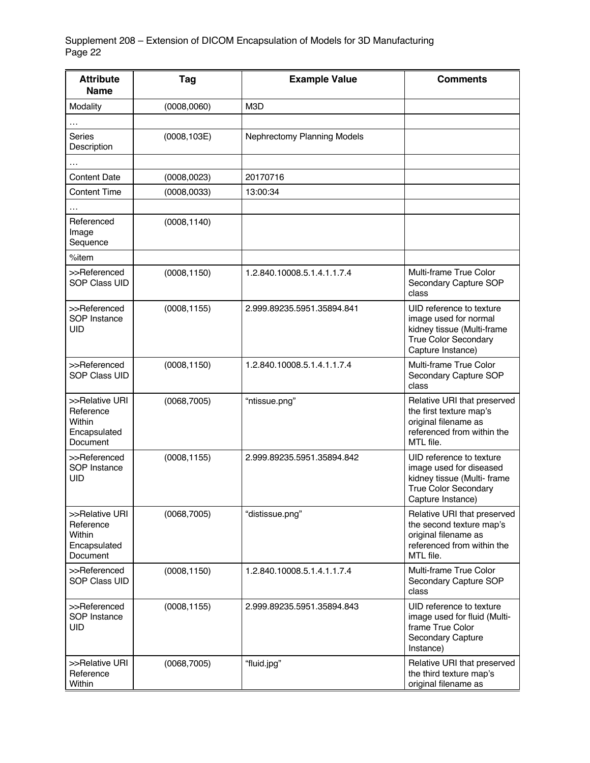| Attribute Name | Tag | Example Value | Comments |
|---|---|---|---|
| Modality | (0008,0060) | M3D | |
| … | | | |
| Series Description | (0008,103E) | Nephrectomy Planning Models | |
| … | | | |
| Content Date | (0008,0023) | 20170716 | |
| Content Time | (0008,0033) | 13:00:34 | |
| … | | | |
| Referenced Image Sequence | (0008,1140) | | |
| %item | | | |
| >>Referenced SOP Class UID | (0008,1150) | 1.2.840.10008.5.1.4.1.1.7.4 | Multi-frame True Color Secondary Capture SOP class |
| >>Referenced SOP Instance UID | (0008,1155) | 2.999.89235.5951.35894.841 | UID reference to texture image used for normal kidney tissue (Multi-frame True Color Secondary Capture Instance) |
| >>Referenced SOP Class UID | (0008,1150) | 1.2.840.10008.5.1.4.1.1.7.4 | Multi-frame True Color Secondary Capture SOP class |
| >>Relative URI Reference Within Encapsulated Document | (0068,7005) | “ntissue.png” | Relative URI that preserved the first texture map’s original filename as referenced from within the MTL file. |
| >>Referenced SOP Instance UID | (0008,1155) | 2.999.89235.5951.35894.842 | UID reference to texture image used for diseased kidney tissue (Multi- frame True Color Secondary Capture Instance) |
| >>Relative URI Reference Within Encapsulated Document | (0068,7005) | “distissue.png” | Relative URI that preserved the second texture map’s original filename as referenced from within the MTL file. |
| >>Referenced SOP Class UID | (0008,1150) | 1.2.840.10008.5.1.4.1.1.7.4 | Multi-frame True Color Secondary Capture SOP class |
| >>Referenced SOP Instance UID | (0008,1155) | 2.999.89235.5951.35894.843 | UID reference to texture image used for fluid (Multi-frame True Color Secondary Capture Instance) |
| >>Relative URI Reference Within | (0068,7005) | “fluid.jpg” | Relative URI that preserved the third texture map’s original filename as |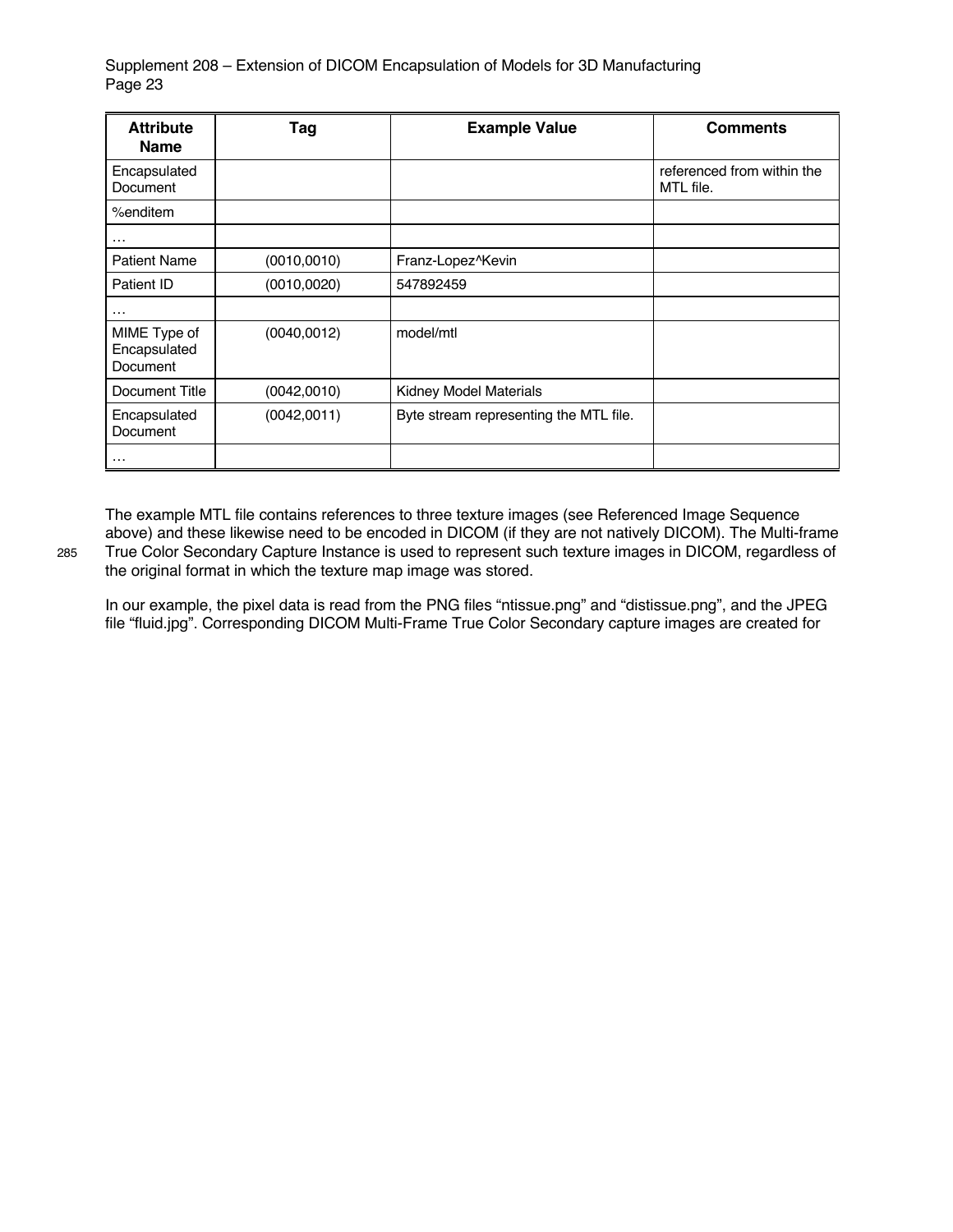| Attribute Name | Tag | Example Value | Comments |
| --- | --- | --- | --- |
| Encapsulated Document | | | referenced from within the MTL file. |
| %enditem | | | |
| … | | | |
| Patient Name | (0010,0010) | Franz-Lopez^Kevin | |
| Patient ID | (0010,0020) | 547892459 | |
| … | | | |
| MIME Type of Encapsulated Document | (0040,0012) | model/mtl | |
| Document Title | (0042,0010) | Kidney Model Materials | |
| Encapsulated Document | (0042,0011) | Byte stream representing the MTL file. | |
| … | | | |

The example MTL file contains references to three texture images (see Referenced Image Sequence above) and these likewise need to be encoded in DICOM (if they are not natively DICOM). The Multi-frame True Color Secondary Capture Instance is used to represent such texture images in DICOM, regardless of the original format in which the texture map image was stored.

In our example, the pixel data is read from the PNG files "ntissue.png" and "distissue.png", and the JPEG file "fluid.jpg". Corresponding DICOM Multi-Frame True Color Secondary capture images are created for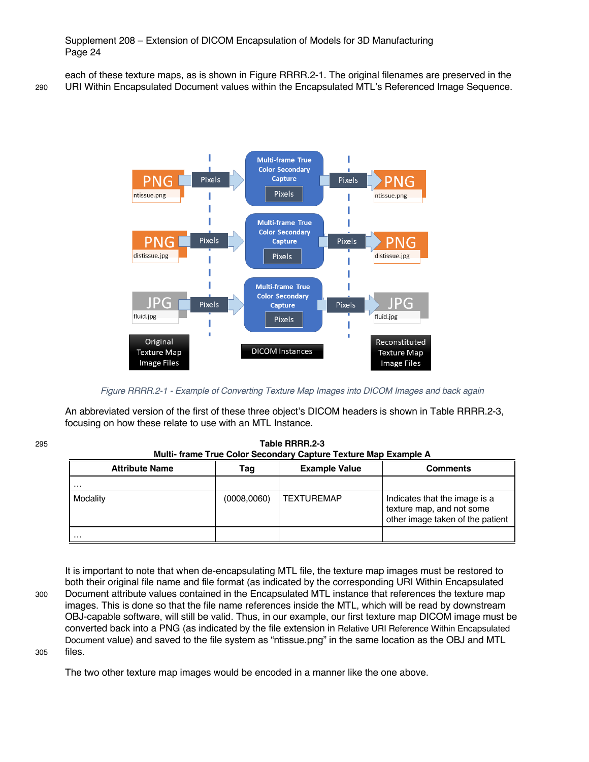each of these texture maps, as is shown in Figure RRRR.2-1. The original filenames are preserved in the URI Within Encapsulated Document values within the Encapsulated MTL's Referenced Image Sequence.

*Figure RRRR.2-1 - Example of Converting Texture Map Images into DICOM Images and back again*

An abbreviated version of the first of these three object's DICOM headers is shown in Table RRRR.2-3, focusing on how these relate to use with an MTL Instance.

**Table RRRR.2-3**
**Multi- frame True Color Secondary Capture Texture Map Example A**

| Attribute Name | Tag | Example Value | Comments |
|---|---|---|---|
| … | | | |
| Modality | (0008,0060) | TEXTUREMAP | Indicates that the image is a texture map, and not some other image taken of the patient |
| … | | | |

It is important to note that when de-encapsulating MTL file, the texture map images must be restored to both their original file name and file format (as indicated by the corresponding URI Within Encapsulated Document attribute values contained in the Encapsulated MTL instance that references the texture map images. This is done so that the file name references inside the MTL, which will be read by downstream OBJ-capable software, will still be valid. Thus, in our example, our first texture map DICOM image must be converted back into a PNG (as indicated by the file extension in Relative URI Reference Within Encapsulated Document value) and saved to the file system as "ntissue.png" in the same location as the OBJ and MTL files.

The two other texture map images would be encoded in a manner like the one above.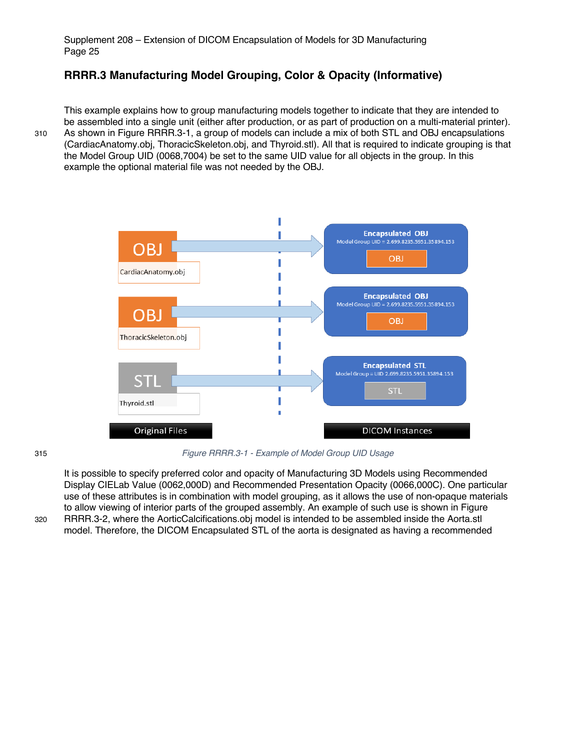## RRRR.3 Manufacturing Model Grouping, Color & Opacity (Informative)

This example explains how to group manufacturing models together to indicate that they are intended to be assembled into a single unit (either after production, or as part of production on a multi-material printer). As shown in Figure RRRR.3-1, a group of models can include a mix of both STL and OBJ encapsulations (CardiacAnatomy.obj, ThoracicSkeleton.obj, and Thyroid.stl). All that is required to indicate grouping is that the Model Group UID (0068,7004) be set to the same UID value for all objects in the group. In this example the optional material file was not needed by the OBJ.

*Figure RRRR.3-1 - Example of Model Group UID Usage*

It is possible to specify preferred color and opacity of Manufacturing 3D Models using Recommended Display CIELab Value (0062,000D) and Recommended Presentation Opacity (0066,000C). One particular use of these attributes is in combination with model grouping, as it allows the use of non-opaque materials to allow viewing of interior parts of the grouped assembly. An example of such use is shown in Figure RRRR.3-2, where the AorticCalcifications.obj model is intended to be assembled inside the Aorta.stl model. Therefore, the DICOM Encapsulated STL of the aorta is designated as having a recommended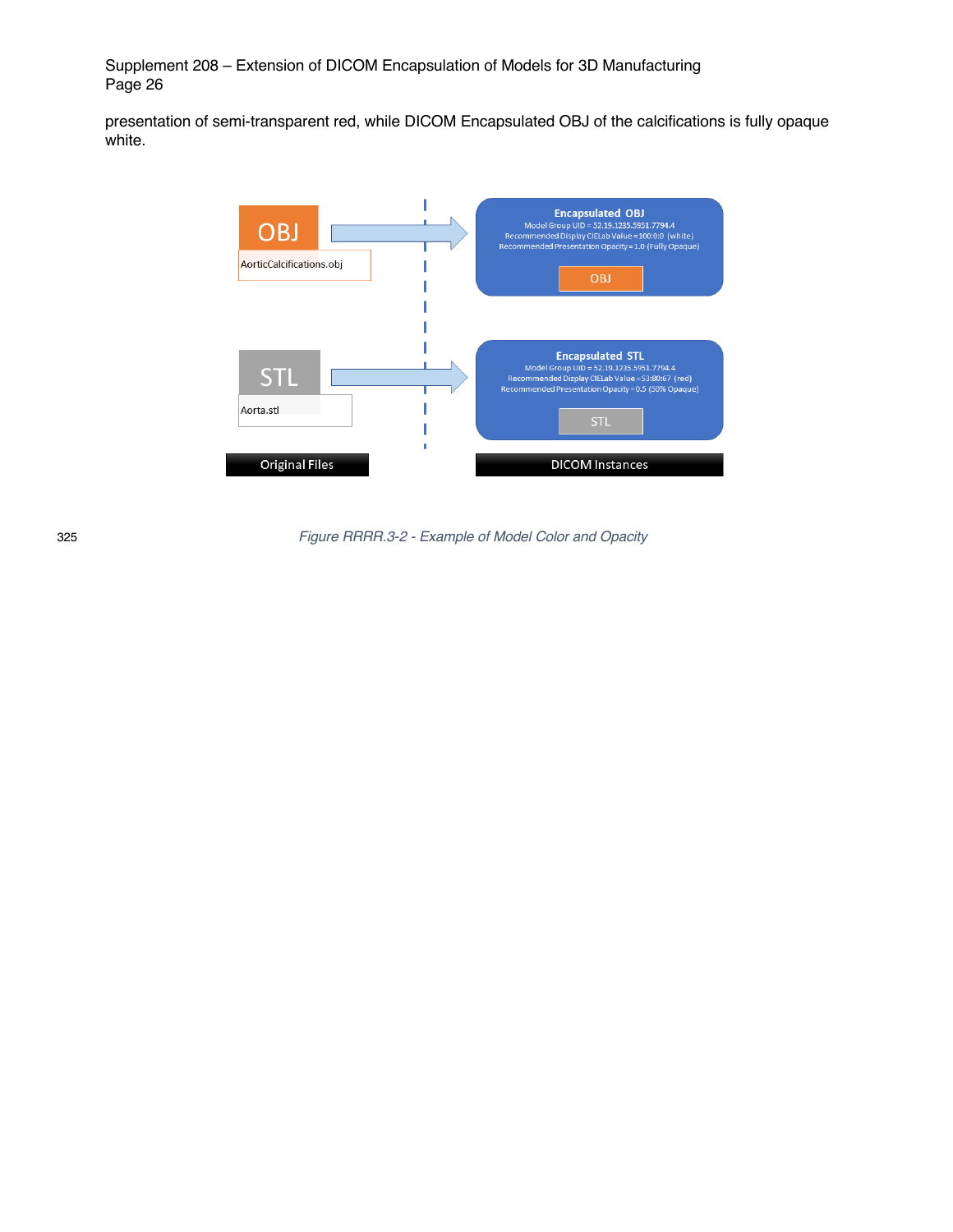presentation of semi-transparent red, while DICOM Encapsulated OBJ of the calcifications is fully opaque white.

OBJ

AorticCalcifications.obj

STL

Aorta.stl

Encapsulated OBJ

Model Group UID = 52.19.1235.5951.7794.4

Recommended Display CIELab Value = 100:0:0 (white)

Recommended Presentation Opacity = 1.0 (Fully Opaque)

OBJ

Encapsulated STL

Model Group UID = 52.19.1235.5951.7794.4

Recommended Display CIELab Value = 53:80:67 (red)

Recommended Presentation Opacity = 0.5 (50% Opaque)

STL

Original Files

DICOM Instances

*Figure RRRR.3-2 - Example of Model Color and Opacity*